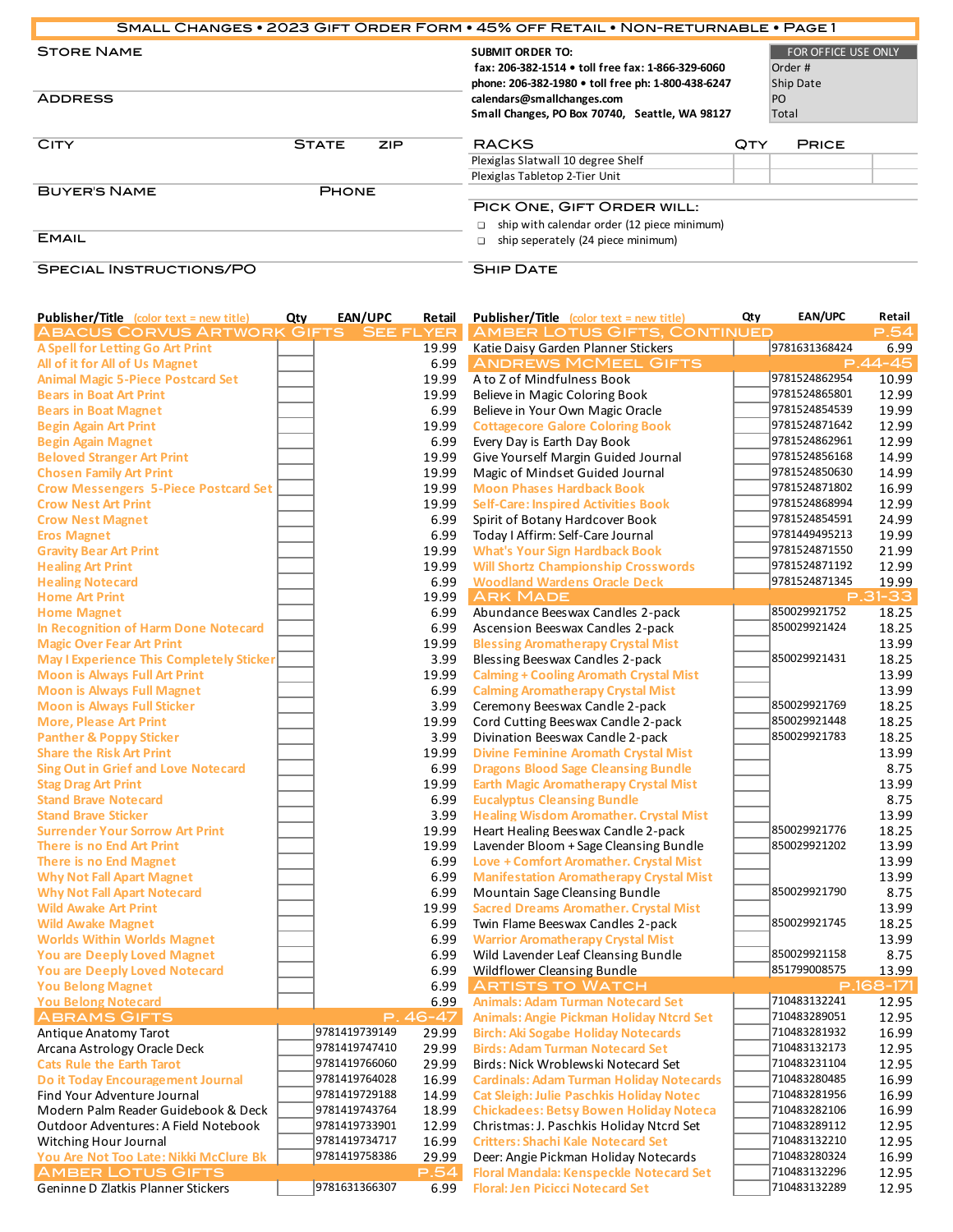# Small Changes • 2023 Gift Order Form • 45% off Retail • Non-returnable • Page 1

**Store Name**

**Address**

**City** | **State** | **Zip**

**Buyer's Name** | **Phone**

**Email**

**Special Instructions/PO**

**SUBMIT ORDER TO:**
fax: 206-382-1514 • toll free fax: 1-866-329-6060
phone: 206-382-1980 • toll free ph: 1-800-438-6247
calendars@smallchanges.com
Small Changes, PO Box 70740, Seattle, WA 98127

| FOR OFFICE USE ONLY |
|---|
| Order # |
| Ship Date |
| PO |
| Total |

| Racks | Qty | Price | |
|---|---|---|---|
| Plexiglas Slatwall 10 degree Shelf | | | |
| Plexiglas Tabletop 2-Tier Unit | | | |

**Pick One, Gift Order Will:**

- ❑ ship with calendar order (12 piece minimum)
- ❑ ship seperately (24 piece minimum)

**Ship Date**

| Publisher/Title (color text = new title) | Qty | EAN/UPC | Retail |
|---|---|---|---|
| **ABACUS CORVUS ARTWORK GIFTS — SEE FLYER** | | | |
| A Spell for Letting Go Art Print | | | 19.99 |
| All of it for All of Us Magnet | | | 6.99 |
| Animal Magic 5-Piece Postcard Set | | | 19.99 |
| Bears in Boat Art Print | | | 19.99 |
| Bears in Boat Magnet | | | 6.99 |
| Begin Again Art Print | | | 19.99 |
| Begin Again Magnet | | | 6.99 |
| Beloved Stranger Art Print | | | 19.99 |
| Chosen Family Art Print | | | 19.99 |
| Crow Messengers 5-Piece Postcard Set | | | 19.99 |
| Crow Nest Art Print | | | 19.99 |
| Crow Nest Magnet | | | 6.99 |
| Eros Magnet | | | 6.99 |
| Gravity Bear Art Print | | | 19.99 |
| Healing Art Print | | | 19.99 |
| Healing Notecard | | | 6.99 |
| Home Art Print | | | 19.99 |
| Home Magnet | | | 6.99 |
| In Recognition of Harm Done Notecard | | | 6.99 |
| Magic Over Fear Art Print | | | 19.99 |
| May I Experience This Completely Sticker | | | 3.99 |
| Moon is Always Full Art Print | | | 19.99 |
| Moon is Always Full Magnet | | | 6.99 |
| Moon is Always Full Sticker | | | 3.99 |
| More, Please Art Print | | | 19.99 |
| Panther & Poppy Sticker | | | 3.99 |
| Share the Risk Art Print | | | 19.99 |
| Sing Out in Grief and Love Notecard | | | 6.99 |
| Stag Drag Art Print | | | 19.99 |
| Stand Brave Notecard | | | 6.99 |
| Stand Brave Sticker | | | 3.99 |
| Surrender Your Sorrow Art Print | | | 19.99 |
| There is no End Art Print | | | 19.99 |
| There is no End Magnet | | | 6.99 |
| Why Not Fall Apart Magnet | | | 6.99 |
| Why Not Fall Apart Notecard | | | 6.99 |
| Wild Awake Art Print | | | 19.99 |
| Wild Awake Magnet | | | 6.99 |
| Worlds Within Worlds Magnet | | | 6.99 |
| You are Deeply Loved Magnet | | | 6.99 |
| You are Deeply Loved Notecard | | | 6.99 |
| You Belong Magnet | | | 6.99 |
| You Belong Notecard | | | 6.99 |
| **ABRAMS GIFTS — P. 46-47** | | | |
| Antique Anatomy Tarot | | 9781419739149 | 29.99 |
| Arcana Astrology Oracle Deck | | 9781419747410 | 29.99 |
| Cats Rule the Earth Tarot | | 9781419766060 | 29.99 |
| Do it Today Encouragement Journal | | 9781419764028 | 16.99 |
| Find Your Adventure Journal | | 9781419729188 | 14.99 |
| Modern Palm Reader Guidebook & Deck | | 9781419743764 | 18.99 |
| Outdoor Adventures: A Field Notebook | | 9781419733901 | 12.99 |
| Witching Hour Journal | | 9781419734717 | 16.99 |
| You Are Not Too Late: Nikki McClure Bk | | 9781419758386 | 29.99 |
| **AMBER LOTUS GIFTS — P.54** | | | |
| Geninne D Zlatkis Planner Stickers | | 9781631366307 | 6.99 |
| **AMBER LOTUS GIFTS, CONTINUED — P.54** | | | |
| Katie Daisy Garden Planner Stickers | | 9781631368424 | 6.99 |
| **ANDREWS MCMEEL GIFTS — P.44-45** | | | |
| A to Z of Mindfulness Book | | 9781524862954 | 10.99 |
| Believe in Magic Coloring Book | | 9781524865801 | 12.99 |
| Believe in Your Own Magic Oracle | | 9781524854539 | 19.99 |
| Cottagecore Galore Coloring Book | | 9781524871642 | 12.99 |
| Every Day is Earth Day Book | | 9781524862961 | 12.99 |
| Give Yourself Margin Guided Journal | | 9781524856168 | 14.99 |
| Magic of Mindset Guided Journal | | 9781524850630 | 14.99 |
| Moon Phases Hardback Book | | 9781524871802 | 16.99 |
| Self-Care: Inspired Activities Book | | 9781524868994 | 12.99 |
| Spirit of Botany Hardcover Book | | 9781524854591 | 24.99 |
| Today I Affirm: Self-Care Journal | | 9781449495213 | 19.99 |
| What's Your Sign Hardback Book | | 9781524871550 | 21.99 |
| Will Shortz Championship Crosswords | | 9781524871192 | 12.99 |
| Woodland Wardens Oracle Deck | | 9781524871345 | 19.99 |
| **ARK MADE — P.31-33** | | | |
| Abundance Beeswax Candles 2-pack | | 850029921752 | 18.25 |
| Ascension Beeswax Candles 2-pack | | 850029921424 | 18.25 |
| Blessing Aromatherapy Crystal Mist | | | 13.99 |
| Blessing Beeswax Candles 2-pack | | 850029921431 | 18.25 |
| Calming + Cooling Aromath Crystal Mist | | | 13.99 |
| Calming Aromatherapy Crystal Mist | | | 13.99 |
| Ceremony Beeswax Candle 2-pack | | 850029921769 | 18.25 |
| Cord Cutting Beeswax Candle 2-pack | | 850029921448 | 18.25 |
| Divination Beeswax Candle 2-pack | | 850029921783 | 18.25 |
| Divine Feminine Aromath Crystal Mist | | | 13.99 |
| Dragons Blood Sage Cleansing Bundle | | | 8.75 |
| Earth Magic Aromatherapy Crystal Mist | | | 13.99 |
| Eucalyptus Cleansing Bundle | | | 8.75 |
| Healing Wisdom Aromather. Crystal Mist | | | 13.99 |
| Heart Healing Beeswax Candle 2-pack | | 850029921776 | 18.25 |
| Lavender Bloom + Sage Cleansing Bundle | | 850029921202 | 13.99 |
| Love + Comfort Aromather. Crystal Mist | | | 13.99 |
| Manifestation Aromatherapy Crystal Mist | | | 13.99 |
| Mountain Sage Cleansing Bundle | | 850029921790 | 8.75 |
| Sacred Dreams Aromather. Crystal Mist | | | 13.99 |
| Twin Flame Beeswax Candles 2-pack | | 850029921745 | 18.25 |
| Warrior Aromatherapy Crystal Mist | | | 13.99 |
| Wild Lavender Leaf Cleansing Bundle | | 850029921158 | 8.75 |
| Wildflower Cleansing Bundle | | 851799008575 | 13.99 |
| **ARTISTS TO WATCH — P.168-171** | | | |
| Animals: Adam Turman Notecard Set | | 710483132241 | 12.95 |
| Animals: Angie Pickman Holiday Ntcrd Set | | 710483289051 | 12.95 |
| Birch: Aki Sogabe Holiday Notecards | | 710483281932 | 16.99 |
| Birds: Adam Turman Notecard Set | | 710483132173 | 12.95 |
| Birds: Nick Wroblewski Notecard Set | | 710483231104 | 12.95 |
| Cardinals: Adam Turman Holiday Notecards | | 710483280485 | 16.99 |
| Cat Sleigh: Julie Paschkis Holiday Notec | | 710483281956 | 16.99 |
| Chickadees: Betsy Bowen Holiday Noteca | | 710483282106 | 16.99 |
| Christmas: J. Paschkis Holiday Ntcrd Set | | 710483289112 | 12.95 |
| Critters: Shachi Kale Notecard Set | | 710483132210 | 12.95 |
| Deer: Angie Pickman Holiday Notecards | | 710483280324 | 16.99 |
| Floral Mandala: Kenspeckle Notecard Set | | 710483132296 | 12.95 |
| Floral: Jen Picicci Notecard Set | | 710483132289 | 12.95 |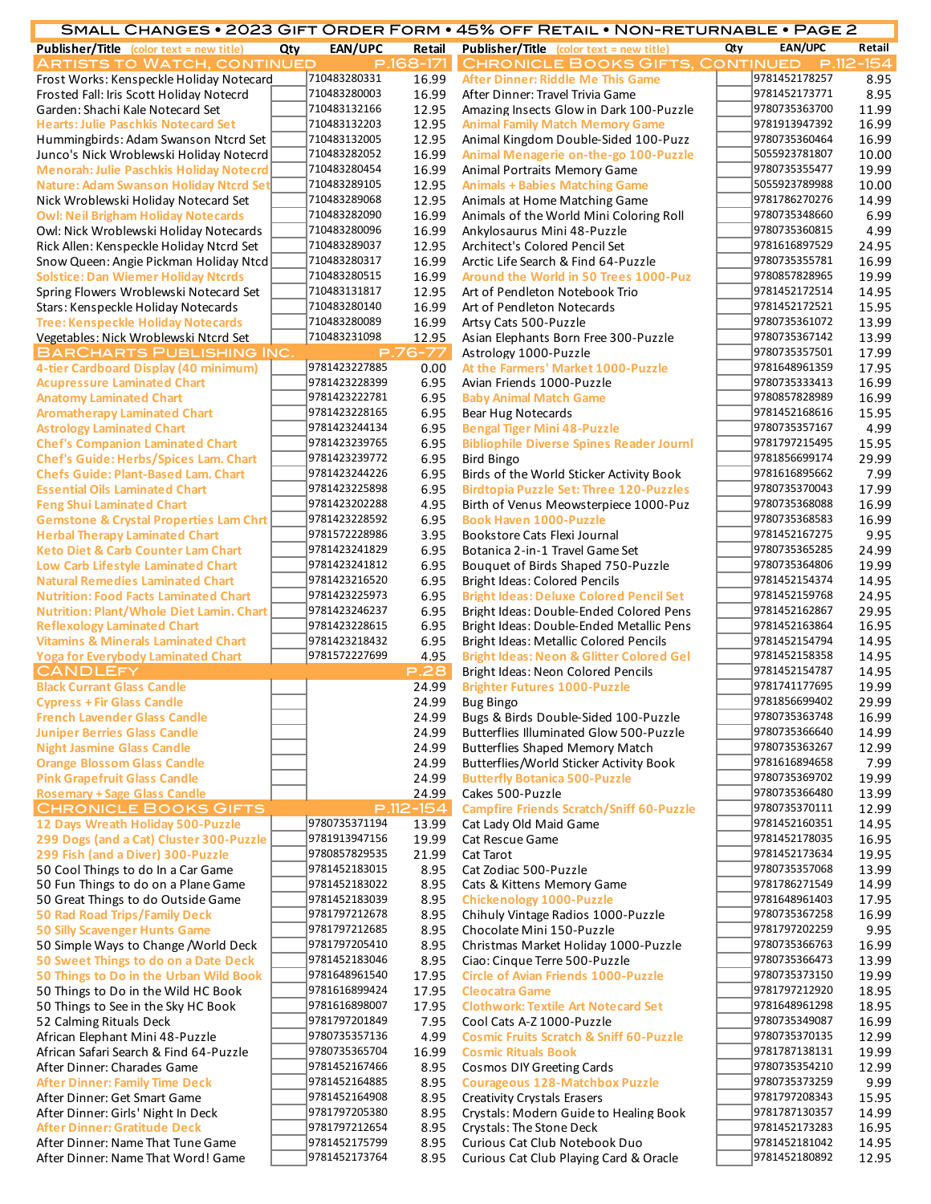# Small Changes • 2023 Gift Order Form • 45% off Retail • Non-returnable • Page 2

| Publisher/Title (color text = new title) | Qty | EAN/UPC | Retail |
|---|---|---|---|
| **Artists to Watch, continued p.168-171** | | | |
| Frost Works: Kenspeckle Holiday Notecard | | 710483280331 | 16.99 |
| Frosted Fall: Iris Scott Holiday Notecrd | | 710483280003 | 16.99 |
| Garden: Shachi Kale Notecard Set | | 710483132166 | 12.95 |
| Hearts: Julie Paschkis Notecard Set | | 710483132203 | 12.95 |
| Hummingbirds: Adam Swanson Ntcrd Set | | 710483132005 | 12.95 |
| Junco's Nick Wroblewski Holiday Notecrd | | 710483282052 | 16.99 |
| Menorah: Julie Paschkis Holiday Notecrd | | 710483280454 | 16.99 |
| Nature: Adam Swanson Holiday Ntcrd Set | | 710483289105 | 12.95 |
| Nick Wroblewski Holiday Notecard Set | | 710483289068 | 12.95 |
| Owl: Neil Brigham Holiday Notecards | | 710483282090 | 16.99 |
| Owl: Nick Wroblewski Holiday Notecards | | 710483280096 | 16.99 |
| Rick Allen: Kenspeckle Holiday Ntcrd Set | | 710483289037 | 12.95 |
| Snow Queen: Angie Pickman Holiday Ntcd | | 710483280317 | 16.99 |
| Solstice: Dan Wiemer Holiday Ntcrds | | 710483280515 | 16.99 |
| Spring Flowers Wroblewski Notecard Set | | 710483131817 | 12.95 |
| Stars: Kenspeckle Holiday Notecards | | 710483280140 | 16.99 |
| Tree: Kenspeckle Holiday Notecards | | 710483280089 | 16.99 |
| Vegetables: Nick Wroblewski Ntcrd Set | | 710483231098 | 12.95 |
| **BarCharts Publishing Inc. p.76-77** | | | |
| 4-tier Cardboard Display (40 minimum) | | 9781423227885 | 0.00 |
| Acupressure Laminated Chart | | 9781423228399 | 6.95 |
| Anatomy Laminated Chart | | 9781423222781 | 6.95 |
| Aromatherapy Laminated Chart | | 9781423228165 | 6.95 |
| Astrology Laminated Chart | | 9781423244134 | 6.95 |
| Chef's Companion Laminated Chart | | 9781423239765 | 6.95 |
| Chef's Guide: Herbs/Spices Lam. Chart | | 9781423239772 | 6.95 |
| Chefs Guide: Plant-Based Lam. Chart | | 9781423244226 | 6.95 |
| Essential Oils Laminated Chart | | 9781423225898 | 6.95 |
| Feng Shui Laminated Chart | | 9781423202288 | 4.95 |
| Gemstone & Crystal Properties Lam Chrt | | 9781423228592 | 6.95 |
| Herbal Therapy Laminated Chart | | 9781572228986 | 3.95 |
| Keto Diet & Carb Counter Lam Chart | | 9781423241829 | 6.95 |
| Low Carb Lifestyle Laminated Chart | | 9781423241812 | 6.95 |
| Natural Remedies Laminated Chart | | 9781423216520 | 6.95 |
| Nutrition: Food Facts Laminated Chart | | 9781423225973 | 6.95 |
| Nutrition: Plant/Whole Diet Lamin. Chart | | 9781423246237 | 6.95 |
| Reflexology Laminated Chart | | 9781423228615 | 6.95 |
| Vitamins & Minerals Laminated Chart | | 9781423218432 | 6.95 |
| Yoga for Everybody Laminated Chart | | 9781572227699 | 4.95 |
| **Candlefy p.28** | | | |
| Black Currant Glass Candle | | | 24.99 |
| Cypress + Fir Glass Candle | | | 24.99 |
| French Lavender Glass Candle | | | 24.99 |
| Juniper Berries Glass Candle | | | 24.99 |
| Night Jasmine Glass Candle | | | 24.99 |
| Orange Blossom Glass Candle | | | 24.99 |
| Pink Grapefruit Glass Candle | | | 24.99 |
| Rosemary + Sage Glass Candle | | | 24.99 |
| **Chronicle Books Gifts p.112-154** | | | |
| 12 Days Wreath Holiday 500-Puzzle | | 9780735371194 | 13.99 |
| 299 Dogs (and a Cat) Cluster 300-Puzzle | | 9781913947156 | 19.99 |
| 299 Fish (and a Diver) 300-Puzzle | | 9780857829535 | 21.99 |
| 50 Cool Things to do In a Car Game | | 9781452183015 | 8.95 |
| 50 Fun Things to do on a Plane Game | | 9781452183022 | 8.95 |
| 50 Great Things to do Outside Game | | 9781452183039 | 8.95 |
| 50 Rad Road Trips/Family Deck | | 9781797212678 | 8.95 |
| 50 Silly Scavenger Hunts Game | | 9781797212685 | 8.95 |
| 50 Simple Ways to Change /World Deck | | 9781797205410 | 8.95 |
| 50 Sweet Things to do on a Date Deck | | 9781452183046 | 8.95 |
| 50 Things to Do in the Urban Wild Book | | 9781648961540 | 17.95 |
| 50 Things to Do in the Wild HC Book | | 9781616899424 | 17.95 |
| 50 Things to See in the Sky HC Book | | 9781616898007 | 17.95 |
| 52 Calming Rituals Deck | | 9781797201849 | 7.95 |
| African Elephant Mini 48-Puzzle | | 9780735357136 | 4.99 |
| African Safari Search & Find 64-Puzzle | | 9780735365704 | 16.99 |
| After Dinner: Charades Game | | 9781452167466 | 8.95 |
| After Dinner: Family Time Deck | | 9781452164885 | 8.95 |
| After Dinner: Get Smart Game | | 9781452164908 | 8.95 |
| After Dinner: Girls' Night In Deck | | 9781797205380 | 8.95 |
| After Dinner: Gratitude Deck | | 9781797212654 | 8.95 |
| After Dinner: Name That Tune Game | | 9781452175799 | 8.95 |
| After Dinner: Name That Word! Game | | 9781452173764 | 8.95 |
| **Chronicle Books Gifts, continued p.112-154** | | | |
| After Dinner: Riddle Me This Game | | 9781452178257 | 8.95 |
| After Dinner: Travel Trivia Game | | 9781452173771 | 8.95 |
| Amazing Insects Glow in Dark 100-Puzzle | | 9780735363700 | 11.99 |
| Animal Family Match Memory Game | | 9781913947392 | 16.99 |
| Animal Kingdom Double-Sided 100-Puzz | | 9780735360464 | 16.99 |
| Animal Menagerie on-the-go 100-Puzzle | | 5055923781807 | 10.00 |
| Animal Portraits Memory Game | | 9780735355477 | 19.99 |
| Animals + Babies Matching Game | | 5055923789988 | 10.00 |
| Animals at Home Matching Game | | 9781786270276 | 14.99 |
| Animals of the World Mini Coloring Roll | | 9780735348660 | 6.99 |
| Ankylosaurus Mini 48-Puzzle | | 9780735360815 | 4.99 |
| Architect's Colored Pencil Set | | 9781616897529 | 24.95 |
| Arctic Life Search & Find 64-Puzzle | | 9780735355781 | 16.99 |
| Around the World in 50 Trees 1000-Puz | | 9780857828965 | 19.99 |
| Art of Pendleton Notebook Trio | | 9781452172514 | 14.95 |
| Art of Pendleton Notecards | | 9781452172521 | 15.95 |
| Artsy Cats 500-Puzzle | | 9780735361072 | 13.99 |
| Asian Elephants Born Free 300-Puzzle | | 9780735367142 | 13.99 |
| Astrology 1000-Puzzle | | 9780735357501 | 17.99 |
| At the Farmers' Market 1000-Puzzle | | 9781648961359 | 17.95 |
| Avian Friends 1000-Puzzle | | 9780735333413 | 16.99 |
| Baby Animal Match Game | | 9780857828989 | 16.99 |
| Bear Hug Notecards | | 9781452168616 | 15.95 |
| Bengal Tiger Mini 48-Puzzle | | 9780735357167 | 4.99 |
| Bibliophile Diverse Spines Reader Journl | | 9781797215495 | 15.95 |
| Bird Bingo | | 9781856699174 | 29.99 |
| Birds of the World Sticker Activity Book | | 9781616895662 | 7.99 |
| Birdtopia Puzzle Set: Three 120-Puzzles | | 9780735370043 | 17.99 |
| Birth of Venus Meowsterpiece 1000-Puz | | 9780735368088 | 16.99 |
| Book Haven 1000-Puzzle | | 9780735368583 | 16.99 |
| Bookstore Cats Flexi Journal | | 9781452167275 | 9.95 |
| Botanica 2-in-1 Travel Game Set | | 9780735365285 | 24.99 |
| Bouquet of Birds Shaped 750-Puzzle | | 9780735364806 | 19.99 |
| Bright Ideas: Colored Pencils | | 9781452154374 | 14.95 |
| Bright Ideas: Deluxe Colored Pencil Set | | 9781452159768 | 24.95 |
| Bright Ideas: Double-Ended Colored Pens | | 9781452162867 | 29.95 |
| Bright Ideas: Double-Ended Metallic Pens | | 9781452163864 | 16.95 |
| Bright Ideas: Metallic Colored Pencils | | 9781452154794 | 14.95 |
| Bright Ideas: Neon & Glitter Colored Gel | | 9781452158358 | 14.95 |
| Bright Ideas: Neon Colored Pencils | | 9781452154787 | 14.95 |
| Brighter Futures 1000-Puzzle | | 9781741177695 | 19.99 |
| Bug Bingo | | 9781856699402 | 29.99 |
| Bugs & Birds Double-Sided 100-Puzzle | | 9780735363748 | 16.99 |
| Butterflies Illuminated Glow 500-Puzzle | | 9780735366640 | 14.99 |
| Butterflies Shaped Memory Match | | 9780735363267 | 12.99 |
| Butterflies/World Sticker Activity Book | | 9781616894658 | 7.99 |
| Butterfly Botanica 500-Puzzle | | 9780735369702 | 19.99 |
| Cakes 500-Puzzle | | 9780735366480 | 13.99 |
| Campfire Friends Scratch/Sniff 60-Puzzle | | 9780735370111 | 12.99 |
| Cat Lady Old Maid Game | | 9781452160351 | 14.95 |
| Cat Rescue Game | | 9781452178035 | 16.95 |
| Cat Tarot | | 9781452173634 | 19.95 |
| Cat Zodiac 500-Puzzle | | 9780735357068 | 13.99 |
| Cats & Kittens Memory Game | | 9781786271549 | 14.99 |
| Chickenology 1000-Puzzle | | 9781648961403 | 17.95 |
| Chihuly Vintage Radios 1000-Puzzle | | 9780735367258 | 16.99 |
| Chocolate Mini 150-Puzzle | | 9781797202259 | 9.95 |
| Christmas Market Holiday 1000-Puzzle | | 9780735366763 | 16.99 |
| Ciao: Cinque Terre 500-Puzzle | | 9780735366473 | 13.99 |
| Circle of Avian Friends 1000-Puzzle | | 9780735373150 | 19.99 |
| Cleocatra Game | | 9781797212920 | 18.95 |
| Clothwork: Textile Art Notecard Set | | 9781648961298 | 18.95 |
| Cool Cats A-Z 1000-Puzzle | | 9780735349087 | 16.99 |
| Cosmic Fruits Scratch & Sniff 60-Puzzle | | 9780735370135 | 12.99 |
| Cosmic Rituals Book | | 9781787138131 | 19.99 |
| Cosmos DIY Greeting Cards | | 9780735354210 | 12.99 |
| Courageous 128-Matchbox Puzzle | | 9780735373259 | 9.99 |
| Creativity Crystals Erasers | | 9781797208343 | 15.95 |
| Crystals: Modern Guide to Healing Book | | 9781787130357 | 14.99 |
| Crystals: The Stone Deck | | 9781452173283 | 16.95 |
| Curious Cat Club Notebook Duo | | 9781452181042 | 14.95 |
| Curious Cat Club Playing Card & Oracle | | 9781452180892 | 12.95 |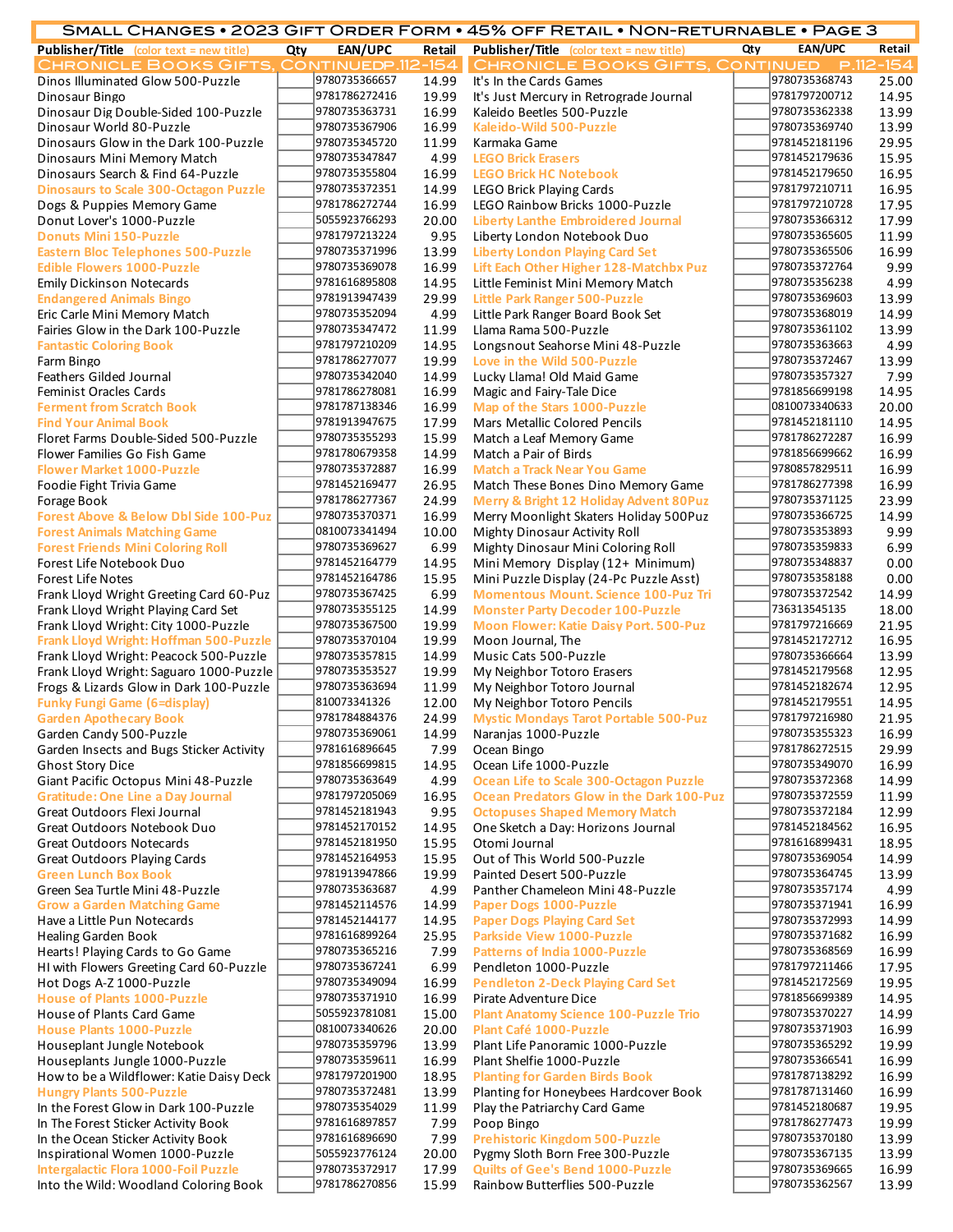# Small Changes • 2023 Gift Order Form • 45% off Retail • Non-returnable • Page 3

| Publisher/Title (color text = new title) | Qty | EAN/UPC | Retail |
|---|---|---|---|
| **Chronicle Books Gifts, Continued P.112-154** | | | |
| Dinos Illuminated Glow 500-Puzzle | | 9780735366657 | 14.99 |
| Dinosaur Bingo | | 9781786272416 | 19.99 |
| Dinosaur Dig Double-Sided 100-Puzzle | | 9780735363731 | 16.99 |
| Dinosaur World 80-Puzzle | | 9780735367906 | 16.99 |
| Dinosaurs Glow in the Dark 100-Puzzle | | 9780735345720 | 11.99 |
| Dinosaurs Mini Memory Match | | 9780735347847 | 4.99 |
| Dinosaurs Search & Find 64-Puzzle | | 9780735355804 | 16.99 |
| Dinosaurs to Scale 300-Octagon Puzzle | | 9780735372351 | 14.99 |
| Dogs & Puppies Memory Game | | 9781786272744 | 16.99 |
| Donut Lover's 1000-Puzzle | | 5055923766293 | 20.00 |
| Donuts Mini 150-Puzzle | | 9781797213224 | 9.95 |
| Eastern Bloc Telephones 500-Puzzle | | 9780735371996 | 13.99 |
| Edible Flowers 1000-Puzzle | | 9780735369078 | 16.99 |
| Emily Dickinson Notecards | | 9781616895808 | 14.95 |
| Endangered Animals Bingo | | 9781913947439 | 29.99 |
| Eric Carle Mini Memory Match | | 9780735352094 | 4.99 |
| Fairies Glow in the Dark 100-Puzzle | | 9780735347472 | 11.99 |
| Fantastic Coloring Book | | 9781797210209 | 14.95 |
| Farm Bingo | | 9781786277077 | 19.99 |
| Feathers Gilded Journal | | 9780735342040 | 14.99 |
| Feminist Oracles Cards | | 9781786278081 | 16.99 |
| Ferment from Scratch Book | | 9781787138346 | 16.99 |
| Find Your Animal Book | | 9781913947675 | 17.99 |
| Floret Farms Double-Sided 500-Puzzle | | 9780735355293 | 15.99 |
| Flower Families Go Fish Game | | 9781780679358 | 14.99 |
| Flower Market 1000-Puzzle | | 9780735372887 | 16.99 |
| Foodie Fight Trivia Game | | 9781452169477 | 26.95 |
| Forage Book | | 9781786277367 | 24.99 |
| Forest Above & Below Dbl Side 100-Puz | | 9780735370371 | 16.99 |
| Forest Animals Matching Game | | 0810073341494 | 10.00 |
| Forest Friends Mini Coloring Roll | | 9780735369627 | 6.99 |
| Forest Life Notebook Duo | | 9781452164779 | 14.95 |
| Forest Life Notes | | 9781452164786 | 15.95 |
| Frank Lloyd Wright Greeting Card 60-Puz | | 9780735367425 | 6.99 |
| Frank Lloyd Wright Playing Card Set | | 9780735355125 | 14.99 |
| Frank Lloyd Wright: City 1000-Puzzle | | 9780735367500 | 19.99 |
| Frank Lloyd Wright: Hoffman 500-Puzzle | | 9780735370104 | 19.99 |
| Frank Lloyd Wright: Peacock 500-Puzzle | | 9780735357815 | 14.99 |
| Frank Lloyd Wright: Saguaro 1000-Puzzle | | 9780735353527 | 19.99 |
| Frogs & Lizards Glow in Dark 100-Puzzle | | 9780735363694 | 11.99 |
| Funky Fungi Game (6=display) | | 810073341326 | 12.00 |
| Garden Apothecary Book | | 9781784884376 | 24.99 |
| Garden Candy 500-Puzzle | | 9780735369061 | 14.99 |
| Garden Insects and Bugs Sticker Activity | | 9781616896645 | 7.99 |
| Ghost Story Dice | | 9781856699815 | 14.95 |
| Giant Pacific Octopus Mini 48-Puzzle | | 9780735363649 | 4.99 |
| Gratitude: One Line a Day Journal | | 9781797205069 | 16.95 |
| Great Outdoors Flexi Journal | | 9781452181943 | 9.95 |
| Great Outdoors Notebook Duo | | 9781452170152 | 14.95 |
| Great Outdoors Notecards | | 9781452181950 | 15.95 |
| Great Outdoors Playing Cards | | 9781452164953 | 15.95 |
| Green Lunch Box Book | | 9781913947866 | 19.99 |
| Green Sea Turtle Mini 48-Puzzle | | 9780735363687 | 4.99 |
| Grow a Garden Matching Game | | 9781452114576 | 14.99 |
| Have a Little Pun Notecards | | 9781452144177 | 14.95 |
| Healing Garden Book | | 9781616899264 | 25.95 |
| Hearts! Playing Cards to Go Game | | 9780735365216 | 7.99 |
| HI with Flowers Greeting Card 60-Puzzle | | 9780735367241 | 6.99 |
| Hot Dogs A-Z 1000-Puzzle | | 9780735349094 | 16.99 |
| House of Plants 1000-Puzzle | | 9780735371910 | 16.99 |
| House of Plants Card Game | | 5055923781081 | 15.00 |
| House Plants 1000-Puzzle | | 0810073340626 | 20.00 |
| Houseplant Jungle Notebook | | 9780735359796 | 13.99 |
| Houseplants Jungle 1000-Puzzle | | 9780735359611 | 16.99 |
| How to be a Wildflower: Katie Daisy Deck | | 9781797201900 | 18.95 |
| Hungry Plants 500-Puzzle | | 9780735372481 | 13.99 |
| In the Forest Glow in Dark 100-Puzzle | | 9780735354029 | 11.99 |
| In The Forest Sticker Activity Book | | 9781616897857 | 7.99 |
| In the Ocean Sticker Activity Book | | 9781616896690 | 7.99 |
| Inspirational Women 1000-Puzzle | | 5055923776124 | 20.00 |
| Intergalactic Flora 1000-Foil Puzzle | | 9780735372917 | 17.99 |
| Into the Wild: Woodland Coloring Book | | 9781786270856 | 15.99 |
| **Chronicle Books Gifts, Continued P.112-154** | | | |
| It's In the Cards Games | | 9780735368743 | 25.00 |
| It's Just Mercury in Retrograde Journal | | 9781797200712 | 14.95 |
| Kaleido Beetles 500-Puzzle | | 9780735362338 | 13.99 |
| Kaleido-Wild 500-Puzzle | | 9780735369740 | 13.99 |
| Karmaka Game | | 9781452181196 | 29.95 |
| LEGO Brick Erasers | | 9781452179636 | 15.95 |
| LEGO Brick HC Notebook | | 9781452179650 | 16.95 |
| LEGO Brick Playing Cards | | 9781797210711 | 16.95 |
| LEGO Rainbow Bricks 1000-Puzzle | | 9781797210728 | 17.95 |
| Liberty Lanthe Embroidered Journal | | 9780735366312 | 17.99 |
| Liberty London Notebook Duo | | 9780735365605 | 11.99 |
| Liberty London Playing Card Set | | 9780735365506 | 16.99 |
| Lift Each Other Higher 128-Matchbx Puz | | 9780735372764 | 9.99 |
| Little Feminist Mini Memory Match | | 9780735356238 | 4.99 |
| Little Park Ranger 500-Puzzle | | 9780735369603 | 13.99 |
| Little Park Ranger Board Book Set | | 9780735368019 | 14.99 |
| Llama Rama 500-Puzzle | | 9780735361102 | 13.99 |
| Longsnout Seahorse Mini 48-Puzzle | | 9780735363663 | 4.99 |
| Love in the Wild 500-Puzzle | | 9780735372467 | 13.99 |
| Lucky Llama! Old Maid Game | | 9780735357327 | 7.99 |
| Magic and Fairy-Tale Dice | | 9781856699198 | 14.95 |
| Map of the Stars 1000-Puzzle | | 0810073340633 | 20.00 |
| Mars Metallic Colored Pencils | | 9781452181110 | 14.95 |
| Match a Leaf Memory Game | | 9781786272287 | 16.99 |
| Match a Pair of Birds | | 9781856699662 | 16.99 |
| Match a Track Near You Game | | 9780857829511 | 16.99 |
| Match These Bones Dino Memory Game | | 9781786277398 | 16.99 |
| Merry & Bright 12 Holiday Advent 80Puz | | 9780735371125 | 23.99 |
| Merry Moonlight Skaters Holiday 500Puz | | 9780735366725 | 14.99 |
| Mighty Dinosaur Activity Roll | | 9780735353893 | 9.99 |
| Mighty Dinosaur Mini Coloring Roll | | 9780735359833 | 6.99 |
| Mini Memory Display (12+ Minimum) | | 9780735348837 | 0.00 |
| Mini Puzzle Display (24-Pc Puzzle Asst) | | 9780735358188 | 0.00 |
| Momentous Mount. Science 100-Puz Tri | | 9780735372542 | 14.99 |
| Monster Party Decoder 100-Puzzle | | 736313545135 | 18.00 |
| Moon Flower: Katie Daisy Port. 500-Puz | | 9781797216669 | 21.95 |
| Moon Journal, The | | 9781452172712 | 16.95 |
| Music Cats 500-Puzzle | | 9780735366664 | 13.99 |
| My Neighbor Totoro Erasers | | 9781452179568 | 12.95 |
| My Neighbor Totoro Journal | | 9781452182674 | 12.95 |
| My Neighbor Totoro Pencils | | 9781452179551 | 14.95 |
| Mystic Mondays Tarot Portable 500-Puz | | 9781797216980 | 21.95 |
| Naranjas 1000-Puzzle | | 9780735355323 | 16.99 |
| Ocean Bingo | | 9781786272515 | 29.99 |
| Ocean Life 1000-Puzzle | | 9780735349070 | 16.99 |
| Ocean Life to Scale 300-Octagon Puzzle | | 9780735372368 | 14.99 |
| Ocean Predators Glow in the Dark 100-Puz | | 9780735372559 | 11.99 |
| Octopuses Shaped Memory Match | | 9780735372184 | 12.99 |
| One Sketch a Day: Horizons Journal | | 9781452184562 | 16.95 |
| Otomi Journal | | 9781616899431 | 18.95 |
| Out of This World 500-Puzzle | | 9780735369054 | 14.99 |
| Painted Desert 500-Puzzle | | 9780735364745 | 13.99 |
| Panther Chameleon Mini 48-Puzzle | | 9780735357174 | 4.99 |
| Paper Dogs 1000-Puzzle | | 9780735371941 | 16.99 |
| Paper Dogs Playing Card Set | | 9780735372993 | 14.99 |
| Parkside View 1000-Puzzle | | 9780735371682 | 16.99 |
| Patterns of India 1000-Puzzle | | 9780735368569 | 16.99 |
| Pendleton 1000-Puzzle | | 9781797211466 | 17.95 |
| Pendleton 2-Deck Playing Card Set | | 9781452172569 | 19.95 |
| Pirate Adventure Dice | | 9781856699389 | 14.95 |
| Plant Anatomy Science 100-Puzzle Trio | | 9780735370227 | 14.99 |
| Plant Café 1000-Puzzle | | 9780735371903 | 16.99 |
| Plant Life Panoramic 1000-Puzzle | | 9780735365292 | 19.99 |
| Plant Shelfie 1000-Puzzle | | 9780735366541 | 16.99 |
| Planting for Garden Birds Book | | 9781787138292 | 16.99 |
| Planting for Honeybees Hardcover Book | | 9781787131460 | 16.99 |
| Play the Patriarchy Card Game | | 9781452180687 | 19.95 |
| Poop Bingo | | 9781786277473 | 19.99 |
| Prehistoric Kingdom 500-Puzzle | | 9780735370180 | 13.99 |
| Pygmy Sloth Born Free 300-Puzzle | | 9780735367135 | 13.99 |
| Quilts of Gee's Bend 1000-Puzzle | | 9780735369665 | 16.99 |
| Rainbow Butterflies 500-Puzzle | | 9780735362567 | 13.99 |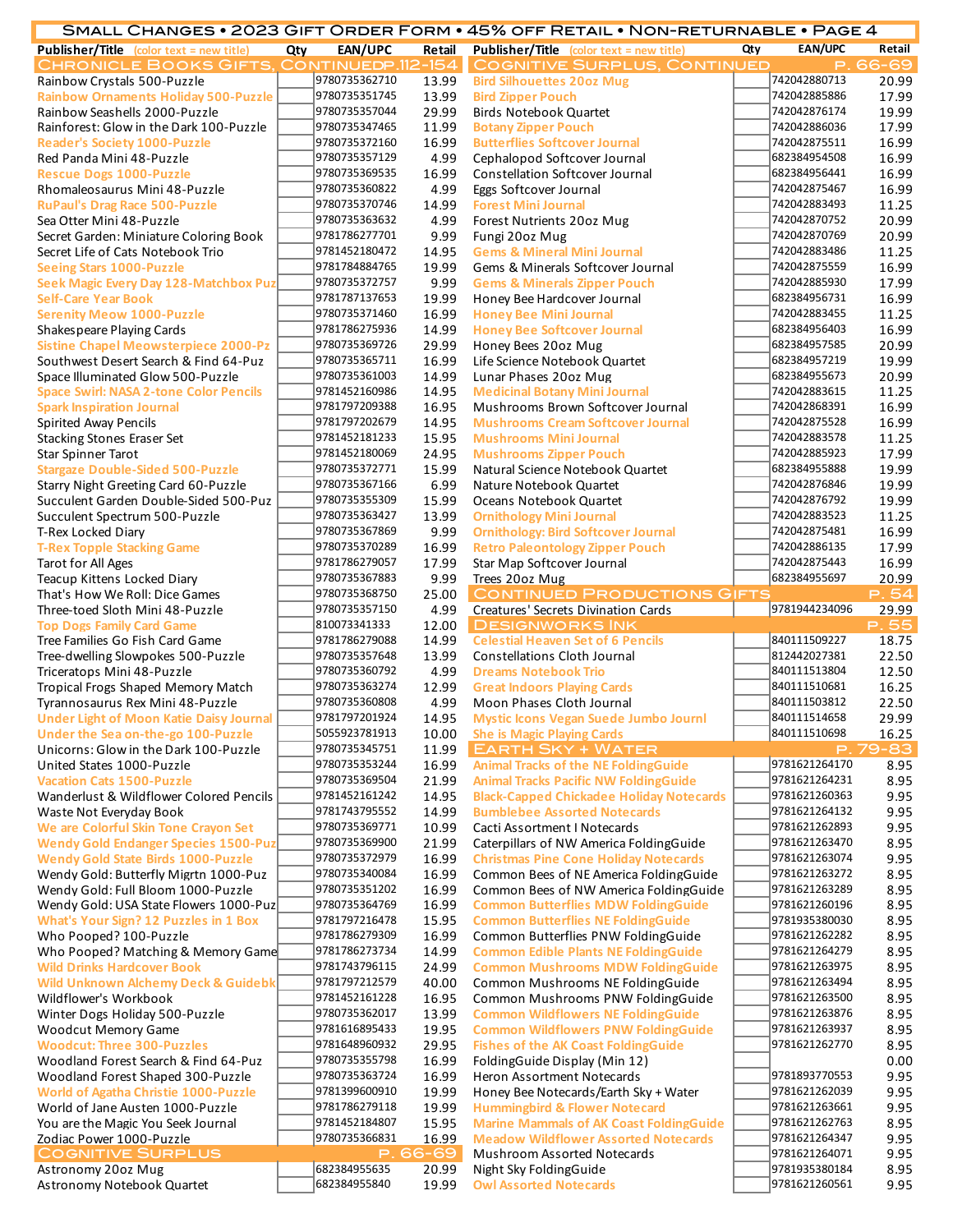# Small Changes • 2023 Gift Order Form • 45% off Retail • Non-returnable • Page 4

| Publisher/Title (color text = new title) | Qty | EAN/UPC | Retail |
|---|---|---|---|
| **Chronicle Books Gifts, Continued P.112-154** | | | |
| Rainbow Crystals 500-Puzzle | | 9780735362710 | 13.99 |
| Rainbow Ornaments Holiday 500-Puzzle | | 9780735351745 | 13.99 |
| Rainbow Seashells 2000-Puzzle | | 9780735357044 | 29.99 |
| Rainforest: Glow in the Dark 100-Puzzle | | 9780735347465 | 11.99 |
| Reader's Society 1000-Puzzle | | 9780735372160 | 16.99 |
| Red Panda Mini 48-Puzzle | | 9780735357129 | 4.99 |
| Rescue Dogs 1000-Puzzle | | 9780735369535 | 16.99 |
| Rhomaleosaurus Mini 48-Puzzle | | 9780735360822 | 4.99 |
| RuPaul's Drag Race 500-Puzzle | | 9780735370746 | 14.99 |
| Sea Otter Mini 48-Puzzle | | 9780735363632 | 4.99 |
| Secret Garden: Miniature Coloring Book | | 9781786277701 | 9.99 |
| Secret Life of Cats Notebook Trio | | 9781452180472 | 14.95 |
| Seeing Stars 1000-Puzzle | | 9781784884765 | 19.99 |
| Seek Magic Every Day 128-Matchbox Puz | | 9780735372757 | 9.99 |
| Self-Care Year Book | | 9781787137653 | 19.99 |
| Serenity Meow 1000-Puzzle | | 9780735371460 | 16.99 |
| Shakespeare Playing Cards | | 9781786275936 | 14.99 |
| Sistine Chapel Meowsterpiece 2000-Pz | | 9780735369726 | 29.99 |
| Southwest Desert Search & Find 64-Puz | | 9780735365711 | 16.99 |
| Space Illuminated Glow 500-Puzzle | | 9780735361003 | 14.99 |
| Space Swirl: NASA 2-tone Color Pencils | | 9781452160986 | 14.95 |
| Spark Inspiration Journal | | 9781797209388 | 16.95 |
| Spirited Away Pencils | | 9781797202679 | 14.95 |
| Stacking Stones Eraser Set | | 9781452181233 | 15.95 |
| Star Spinner Tarot | | 9781452180069 | 24.95 |
| Stargaze Double-Sided 500-Puzzle | | 9780735372771 | 15.99 |
| Starry Night Greeting Card 60-Puzzle | | 9780735367166 | 6.99 |
| Succulent Garden Double-Sided 500-Puz | | 9780735355309 | 15.99 |
| Succulent Spectrum 500-Puzzle | | 9780735363427 | 13.99 |
| T-Rex Locked Diary | | 9780735367869 | 9.99 |
| T-Rex Topple Stacking Game | | 9780735370289 | 16.99 |
| Tarot for All Ages | | 9781786279057 | 17.99 |
| Teacup Kittens Locked Diary | | 9780735367883 | 9.99 |
| That's How We Roll: Dice Games | | 9780735368750 | 25.00 |
| Three-toed Sloth Mini 48-Puzzle | | 9780735357150 | 4.99 |
| Top Dogs Family Card Game | | 810073341333 | 12.00 |
| Tree Families Go Fish Card Game | | 9781786279088 | 14.99 |
| Tree-dwelling Slowpokes 500-Puzzle | | 9780735357648 | 13.99 |
| Triceratops Mini 48-Puzzle | | 9780735360792 | 4.99 |
| Tropical Frogs Shaped Memory Match | | 9780735363274 | 12.99 |
| Tyrannosaurus Rex Mini 48-Puzzle | | 9780735360808 | 4.99 |
| Under Light of Moon Katie Daisy Journal | | 9781797201924 | 14.95 |
| Under the Sea on-the-go 100-Puzzle | | 5055923781913 | 10.00 |
| Unicorns: Glow in the Dark 100-Puzzle | | 9780735345751 | 11.99 |
| United States 1000-Puzzle | | 9780735353244 | 16.99 |
| Vacation Cats 1500-Puzzle | | 9780735369504 | 21.99 |
| Wanderlust & Wildflower Colored Pencils | | 9781452161242 | 14.95 |
| Waste Not Everyday Book | | 9781743795552 | 14.99 |
| We are Colorful Skin Tone Crayon Set | | 9780735369771 | 10.99 |
| Wendy Gold Endanger Species 1500-Puz | | 9780735369900 | 21.99 |
| Wendy Gold State Birds 1000-Puzzle | | 9780735372979 | 16.99 |
| Wendy Gold: Butterfly Migrtn 1000-Puz | | 9780735340084 | 16.99 |
| Wendy Gold: Full Bloom 1000-Puzzle | | 9780735351202 | 16.99 |
| Wendy Gold: USA State Flowers 1000-Puz | | 9780735364769 | 16.99 |
| What's Your Sign? 12 Puzzles in 1 Box | | 9781797216478 | 15.95 |
| Who Pooped? 100-Puzzle | | 9781786279309 | 16.99 |
| Who Pooped? Matching & Memory Game | | 9781786273734 | 14.99 |
| Wild Drinks Hardcover Book | | 9781743796115 | 24.99 |
| Wild Unknown Alchemy Deck & Guidebk | | 9781797212579 | 40.00 |
| Wildflower's Workbook | | 9781452161228 | 16.95 |
| Winter Dogs Holiday 500-Puzzle | | 9780735362017 | 13.99 |
| Woodcut Memory Game | | 9781616895433 | 19.95 |
| Woodcut: Three 300-Puzzles | | 9781648960932 | 29.95 |
| Woodland Forest Search & Find 64-Puz | | 9780735355798 | 16.99 |
| Woodland Forest Shaped 300-Puzzle | | 9780735363724 | 16.99 |
| World of Agatha Christie 1000-Puzzle | | 9781399600910 | 19.99 |
| World of Jane Austen 1000-Puzzle | | 9781786279118 | 19.99 |
| You are the Magic You Seek Journal | | 9781452184807 | 15.95 |
| Zodiac Power 1000-Puzzle | | 9780735366831 | 16.99 |
| **Cognitive Surplus P. 66-69** | | | |
| Astronomy 20oz Mug | | 682384955635 | 20.99 |
| Astronomy Notebook Quartet | | 682384955840 | 19.99 |
| **Cognitive Surplus, Continued P. 66-69** | | | |
| Bird Silhouettes 20oz Mug | | 742042880713 | 20.99 |
| Bird Zipper Pouch | | 742042885886 | 17.99 |
| Birds Notebook Quartet | | 742042876174 | 19.99 |
| Botany Zipper Pouch | | 742042886036 | 17.99 |
| Butterflies Softcover Journal | | 742042875511 | 16.99 |
| Cephalopod Softcover Journal | | 682384954508 | 16.99 |
| Constellation Softcover Journal | | 682384956441 | 16.99 |
| Eggs Softcover Journal | | 742042875467 | 16.99 |
| Forest Mini Journal | | 742042883493 | 11.25 |
| Forest Nutrients 20oz Mug | | 742042870752 | 20.99 |
| Fungi 20oz Mug | | 742042870769 | 20.99 |
| Gems & Mineral Mini Journal | | 742042883486 | 11.25 |
| Gems & Minerals Softcover Journal | | 742042875559 | 16.99 |
| Gems & Minerals Zipper Pouch | | 742042885930 | 17.99 |
| Honey Bee Hardcover Journal | | 682384956731 | 16.99 |
| Honey Bee Mini Journal | | 742042883455 | 11.25 |
| Honey Bee Softcover Journal | | 682384956403 | 16.99 |
| Honey Bees 20oz Mug | | 682384957585 | 20.99 |
| Life Science Notebook Quartet | | 682384957219 | 19.99 |
| Lunar Phases 20oz Mug | | 682384955673 | 20.99 |
| Medicinal Botany Mini Journal | | 742042883615 | 11.25 |
| Mushrooms Brown Softcover Journal | | 742042868391 | 16.99 |
| Mushrooms Cream Softcover Journal | | 742042875528 | 16.99 |
| Mushrooms Mini Journal | | 742042883578 | 11.25 |
| Mushrooms Zipper Pouch | | 742042885923 | 17.99 |
| Natural Science Notebook Quartet | | 682384955888 | 19.99 |
| Nature Notebook Quartet | | 742042876846 | 19.99 |
| Oceans Notebook Quartet | | 742042876792 | 19.99 |
| Ornithology Mini Journal | | 742042883523 | 11.25 |
| Ornithology: Bird Softcover Journal | | 742042875481 | 16.99 |
| Retro Paleontology Zipper Pouch | | 742042886135 | 17.99 |
| Star Map Softcover Journal | | 742042875443 | 16.99 |
| Trees 20oz Mug | | 682384955697 | 20.99 |
| **Continued Productions Gifts P. 54** | | | |
| Creatures' Secrets Divination Cards | | 9781944234096 | 29.99 |
| **Designworks Ink P. 55** | | | |
| Celestial Heaven Set of 6 Pencils | | 840111509227 | 18.75 |
| Constellations Cloth Journal | | 812442027381 | 22.50 |
| Dreams Notebook Trio | | 840111513804 | 12.50 |
| Great Indoors Playing Cards | | 840111510681 | 16.25 |
| Moon Phases Cloth Journal | | 840111503812 | 22.50 |
| Mystic Icons Vegan Suede Jumbo Journl | | 840111514658 | 29.99 |
| She is Magic Playing Cards | | 840111510698 | 16.25 |
| **Earth Sky + Water P. 79-83** | | | |
| Animal Tracks of the NE FoldingGuide | | 9781621264170 | 8.95 |
| Animal Tracks Pacific NW FoldingGuide | | 9781621264231 | 8.95 |
| Black-Capped Chickadee Holiday Notecards | | 9781621260363 | 9.95 |
| Bumblebee Assorted Notecards | | 9781621264132 | 9.95 |
| Cacti Assortment I Notecards | | 9781621262893 | 9.95 |
| Caterpillars of NW America FoldingGuide | | 9781621263470 | 8.95 |
| Christmas Pine Cone Holiday Notecards | | 9781621263074 | 9.95 |
| Common Bees of NE America FoldingGuide | | 9781621263272 | 8.95 |
| Common Bees of NW America FoldingGuide | | 9781621263289 | 8.95 |
| Common Butterflies MDW FoldingGuide | | 9781621260196 | 8.95 |
| Common Butterflies NE FoldingGuide | | 9781935380030 | 8.95 |
| Common Butterflies PNW FoldingGuide | | 9781621262282 | 8.95 |
| Common Edible Plants NE FoldingGuide | | 9781621264279 | 8.95 |
| Common Mushrooms MDW FoldingGuide | | 9781621263975 | 8.95 |
| Common Mushrooms NE FoldingGuide | | 9781621263494 | 8.95 |
| Common Mushrooms PNW FoldingGuide | | 9781621263500 | 8.95 |
| Common Wildflowers NE FoldingGuide | | 9781621263876 | 8.95 |
| Common Wildflowers PNW FoldingGuide | | 9781621263937 | 8.95 |
| Fishes of the AK Coast FoldingGuide | | 9781621262770 | 8.95 |
| FoldingGuide Display (Min 12) | | | 0.00 |
| Heron Assortment Notecards | | 9781893770553 | 9.95 |
| Honey Bee Notecards/Earth Sky + Water | | 9781621262039 | 9.95 |
| Hummingbird & Flower Notecard | | 9781621263661 | 9.95 |
| Marine Mammals of AK Coast FoldingGuide | | 9781621262763 | 8.95 |
| Meadow Wildflower Assorted Notecards | | 9781621264347 | 9.95 |
| Mushroom Assorted Notecards | | 9781621264071 | 9.95 |
| Night Sky FoldingGuide | | 9781935380184 | 8.95 |
| Owl Assorted Notecards | | 9781621260561 | 9.95 |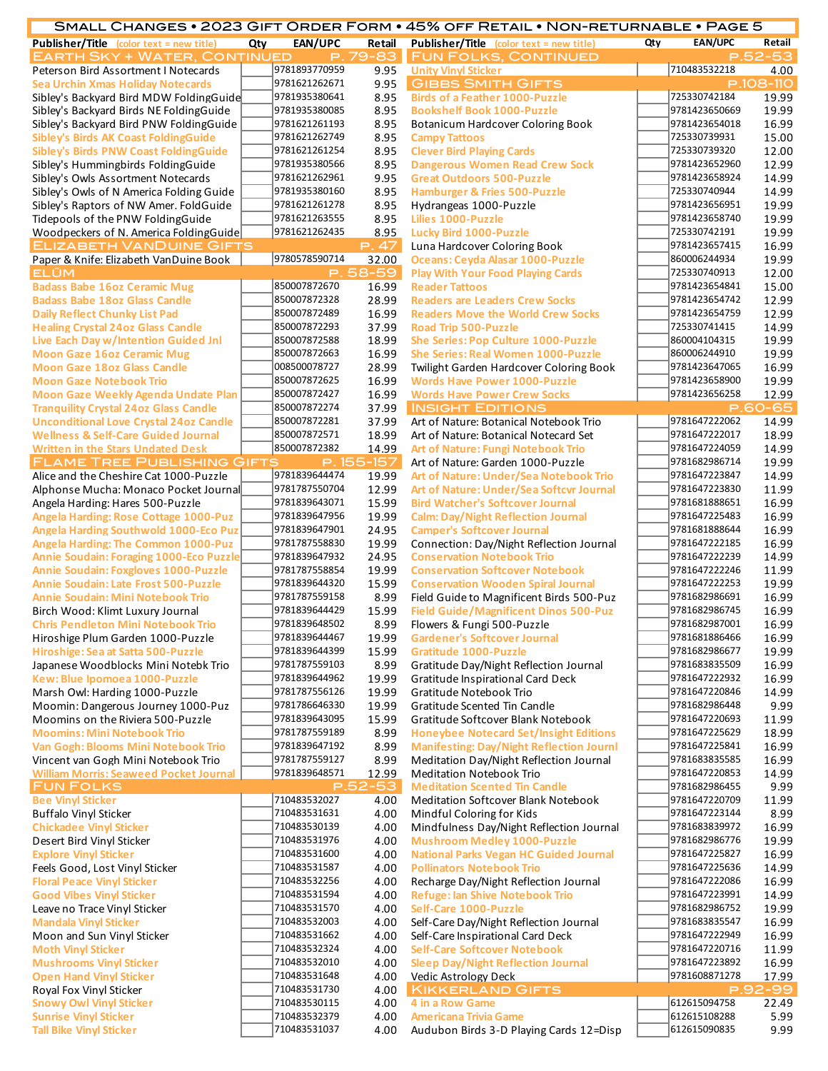# Small Changes • 2023 Gift Order Form • 45% off Retail • Non-returnable • Page 5

| Publisher/Title (color text = new title) | Qty | EAN/UPC | Retail |
|---|---|---|---|
| **Earth Sky + Water, Continued** | | | **p. 79-83** |
| Peterson Bird Assortment I Notecards | | 9781893770959 | 9.95 |
| Sea Urchin Xmas Holiday Notecards | | 9781621262671 | 9.95 |
| Sibley's Backyard Bird MDW FoldingGuide | | 9781935380641 | 8.95 |
| Sibley's Backyard Birds NE FoldingGuide | | 9781935380085 | 8.95 |
| Sibley's Backyard Bird PNW FoldingGuide | | 9781621261193 | 8.95 |
| Sibley's Birds AK Coast FoldingGuide | | 9781621262749 | 8.95 |
| Sibley's Birds PNW Coast FoldingGuide | | 9781621261254 | 8.95 |
| Sibley's Hummingbirds FoldingGuide | | 9781935380566 | 8.95 |
| Sibley's Owls Assortment Notecards | | 9781621262961 | 9.95 |
| Sibley's Owls of N America Folding Guide | | 9781935380160 | 8.95 |
| Sibley's Raptors of NW Amer. FoldGuide | | 9781621261278 | 8.95 |
| Tidepools of the PNW FoldingGuide | | 9781621263555 | 8.95 |
| Woodpeckers of N. America FoldingGuide | | 9781621262435 | 8.95 |
| **Elizabeth VanDuine Gifts** | | | **p. 47** |
| Paper & Knife: Elizabeth VanDuine Book | | 9780578590714 | 32.00 |
| **Elŭm** | | | **p. 58-59** |
| Badass Babe 16oz Ceramic Mug | | 850007872670 | 16.99 |
| Badass Babe 18oz Glass Candle | | 850007872328 | 28.99 |
| Daily Reflect Chunky List Pad | | 850007872489 | 16.99 |
| Healing Crystal 24oz Glass Candle | | 850007872293 | 37.99 |
| Live Each Day w/Intention Guided Jnl | | 850007872588 | 18.99 |
| Moon Gaze 16oz Ceramic Mug | | 850007872663 | 16.99 |
| Moon Gaze 18oz Glass Candle | | 008500078727 | 28.99 |
| Moon Gaze Notebook Trio | | 850007872625 | 16.99 |
| Moon Gaze Weekly Agenda Undate Plan | | 850007872427 | 16.99 |
| Tranquility Crystal 24oz Glass Candle | | 850007872274 | 37.99 |
| Unconditional Love Crystal 24oz Candle | | 850007872281 | 37.99 |
| Wellness & Self-Care Guided Journal | | 850007872571 | 18.99 |
| Written in the Stars Undated Desk | | 850007872382 | 14.99 |
| **Flame Tree Publishing Gifts** | | | **p. 155-157** |
| Alice and the Cheshire Cat 1000-Puzzle | | 9781839644474 | 19.99 |
| Alphonse Mucha: Monaco Pocket Journal | | 9781787550704 | 12.99 |
| Angela Harding: Hares 500-Puzzle | | 9781839643071 | 15.99 |
| Angela Harding: Rose Cottage 1000-Puz | | 9781839647956 | 19.99 |
| Angela Harding Southwold 1000-Eco Puz | | 9781839647901 | 24.95 |
| Angela Harding: The Common 1000-Puz | | 9781787558830 | 19.99 |
| Annie Soudain: Foraging 1000-Eco Puzzle | | 9781839647932 | 24.95 |
| Annie Soudain: Foxgloves 1000-Puzzle | | 9781787558854 | 19.99 |
| Annie Soudain: Late Frost 500-Puzzle | | 9781839644320 | 15.99 |
| Annie Soudain: Mini Notebook Trio | | 9781787559158 | 8.99 |
| Birch Wood: Klimt Luxury Journal | | 9781839644429 | 15.99 |
| Chris Pendleton Mini Notebook Trio | | 9781839648502 | 8.99 |
| Hiroshige Plum Garden 1000-Puzzle | | 9781839644467 | 19.99 |
| Hiroshige: Sea at Satta 500-Puzzle | | 9781839644399 | 15.99 |
| Japanese Woodblocks Mini Notebk Trio | | 9781787559103 | 8.99 |
| Kew: Blue Ipomoea 1000-Puzzle | | 9781839644962 | 19.99 |
| Marsh Owl: Harding 1000-Puzzle | | 9781787556126 | 19.99 |
| Moomin: Dangerous Journey 1000-Puz | | 9781786646330 | 19.99 |
| Moomins on the Riviera 500-Puzzle | | 9781839643095 | 15.99 |
| Moomins: Mini Notebook Trio | | 9781787559189 | 8.99 |
| Van Gogh: Blooms Mini Notebook Trio | | 9781839647192 | 8.99 |
| Vincent van Gogh Mini Notebook Trio | | 9781787559127 | 8.99 |
| William Morris: Seaweed Pocket Journal | | 9781839648571 | 12.99 |
| **Fun Folks** | | | **p.52-53** |
| Bee Vinyl Sticker | | 710483532027 | 4.00 |
| Buffalo Vinyl Sticker | | 710483531631 | 4.00 |
| Chickadee Vinyl Sticker | | 710483530139 | 4.00 |
| Desert Bird Vinyl Sticker | | 710483531976 | 4.00 |
| Explore Vinyl Sticker | | 710483531600 | 4.00 |
| Feels Good, Lost Vinyl Sticker | | 710483531587 | 4.00 |
| Floral Peace Vinyl Sticker | | 710483532256 | 4.00 |
| Good Vibes Vinyl Sticker | | 710483531594 | 4.00 |
| Leave no Trace Vinyl Sticker | | 710483531570 | 4.00 |
| Mandala Vinyl Sticker | | 710483532003 | 4.00 |
| Moon and Sun Vinyl Sticker | | 710483531662 | 4.00 |
| Moth Vinyl Sticker | | 710483532324 | 4.00 |
| Mushrooms Vinyl Sticker | | 710483532010 | 4.00 |
| Open Hand Vinyl Sticker | | 710483531648 | 4.00 |
| Royal Fox Vinyl Sticker | | 710483531730 | 4.00 |
| Snowy Owl Vinyl Sticker | | 710483530115 | 4.00 |
| Sunrise Vinyl Sticker | | 710483532379 | 4.00 |
| Tall Bike Vinyl Sticker | | 710483531037 | 4.00 |
| **Fun Folks, Continued** | | | **p.52-53** |
| Unity Vinyl Sticker | | 710483532218 | 4.00 |
| **Gibbs Smith Gifts** | | | **p.108-110** |
| Birds of a Feather 1000-Puzzle | | 725330742184 | 19.99 |
| Bookshelf Book 1000-Puzzle | | 9781423650669 | 19.99 |
| Botanicum Hardcover Coloring Book | | 9781423654018 | 16.99 |
| Campy Tattoos | | 725330739931 | 15.00 |
| Clever Bird Playing Cards | | 725330739320 | 12.00 |
| Dangerous Women Read Crew Sock | | 9781423652960 | 12.99 |
| Great Outdoors 500-Puzzle | | 9781423658924 | 14.99 |
| Hamburger & Fries 500-Puzzle | | 725330740944 | 14.99 |
| Hydrangeas 1000-Puzzle | | 9781423656951 | 19.99 |
| Lilies 1000-Puzzle | | 9781423658740 | 19.99 |
| Lucky Bird 1000-Puzzle | | 725330742191 | 19.99 |
| Luna Hardcover Coloring Book | | 9781423657415 | 16.99 |
| Oceans: Ceyda Alasar 1000-Puzzle | | 860006244934 | 19.99 |
| Play With Your Food Playing Cards | | 725330740913 | 12.00 |
| Reader Tattoos | | 9781423654841 | 15.00 |
| Readers are Leaders Crew Socks | | 9781423654742 | 12.99 |
| Readers Move the World Crew Socks | | 9781423654759 | 12.99 |
| Road Trip 500-Puzzle | | 725330741415 | 14.99 |
| She Series: Pop Culture 1000-Puzzle | | 860004104315 | 19.99 |
| She Series: Real Women 1000-Puzzle | | 860006244910 | 19.99 |
| Twilight Garden Hardcover Coloring Book | | 9781423647065 | 16.99 |
| Words Have Power 1000-Puzzle | | 9781423658900 | 19.99 |
| Words Have Power Crew Socks | | 9781423656258 | 12.99 |
| **Insight Editions** | | | **p.60-65** |
| Art of Nature: Botanical Notebook Trio | | 9781647222062 | 14.99 |
| Art of Nature: Botanical Notecard Set | | 9781647222017 | 18.99 |
| Art of Nature: Fungi Notebook Trio | | 9781647224059 | 14.99 |
| Art of Nature: Garden 1000-Puzzle | | 9781682986714 | 19.99 |
| Art of Nature: Under/Sea Notebook Trio | | 9781647223847 | 14.99 |
| Art of Nature: Under/Sea Softcvr Journal | | 9781647223830 | 11.99 |
| Bird Watcher's Softcover Journal | | 9781681888651 | 16.99 |
| Calm: Day/Night Reflection Journal | | 9781647225483 | 16.99 |
| Camper's Softcover Journal | | 9781681888644 | 16.99 |
| Connection: Day/Night Reflection Journal | | 9781647222185 | 16.99 |
| Conservation Notebook Trio | | 9781647222239 | 14.99 |
| Conservation Softcover Notebook | | 9781647222246 | 11.99 |
| Conservation Wooden Spiral Journal | | 9781647222253 | 19.99 |
| Field Guide to Magnificent Birds 500-Puz | | 9781682986691 | 16.99 |
| Field Guide/Magnificent Dinos 500-Puz | | 9781682986745 | 16.99 |
| Flowers & Fungi 500-Puzzle | | 9781682987001 | 16.99 |
| Gardener's Softcover Journal | | 9781681886466 | 16.99 |
| Gratitude 1000-Puzzle | | 9781682986677 | 19.99 |
| Gratitude Day/Night Reflection Journal | | 9781683835580 | 16.99 |
| Gratitude Inspirational Card Deck | | 9781647222932 | 16.99 |
| Gratitude Notebook Trio | | 9781647220846 | 14.99 |
| Gratitude Scented Tin Candle | | 9781682986448 | 9.99 |
| Gratitude Softcover Blank Notebook | | 9781647220693 | 11.99 |
| Honeybee Notecard Set/Insight Editions | | 9781647225629 | 18.99 |
| Manifesting: Day/Night Reflection Journl | | 9781647225841 | 16.99 |
| Meditation Day/Night Reflection Journal | | 9781683835585 | 16.99 |
| Meditation Notebook Trio | | 9781647220853 | 14.99 |
| Meditation Scented Tin Candle | | 9781682986455 | 9.99 |
| Meditation Softcover Blank Notebook | | 9781647220709 | 11.99 |
| Mindful Coloring for Kids | | 9781647223144 | 8.99 |
| Mindfulness Day/Night Reflection Journal | | 9781683839972 | 16.99 |
| Mushroom Medley 1000-Puzzle | | 9781682986776 | 19.99 |
| National Parks Vegan HC Guided Journal | | 9781647225827 | 16.99 |
| Pollinators Notebook Trio | | 9781647225636 | 14.99 |
| Recharge Day/Night Reflection Journal | | 9781647222086 | 16.99 |
| Refuge: Ian Shive Notebook Trio | | 9781647223991 | 14.99 |
| Self-Care 1000-Puzzle | | 9781682986752 | 19.99 |
| Self-Care Day/Night Reflection Journal | | 9781683835547 | 16.99 |
| Self-Care Inspirational Card Deck | | 9781647222949 | 16.99 |
| Self-Care Softcover Notebook | | 9781647220716 | 11.99 |
| Sleep Day/Night Reflection Journal | | 9781647223892 | 16.99 |
| Vedic Astrology Deck | | 9781608871278 | 17.99 |
| **Kikkerland Gifts** | | | **p.92-99** |
| 4 in a Row Game | | 612615094758 | 22.49 |
| Americana Trivia Game | | 612615108288 | 5.99 |
| Audubon Birds 3-D Playing Cards 12=Disp | | 612615090835 | 9.99 |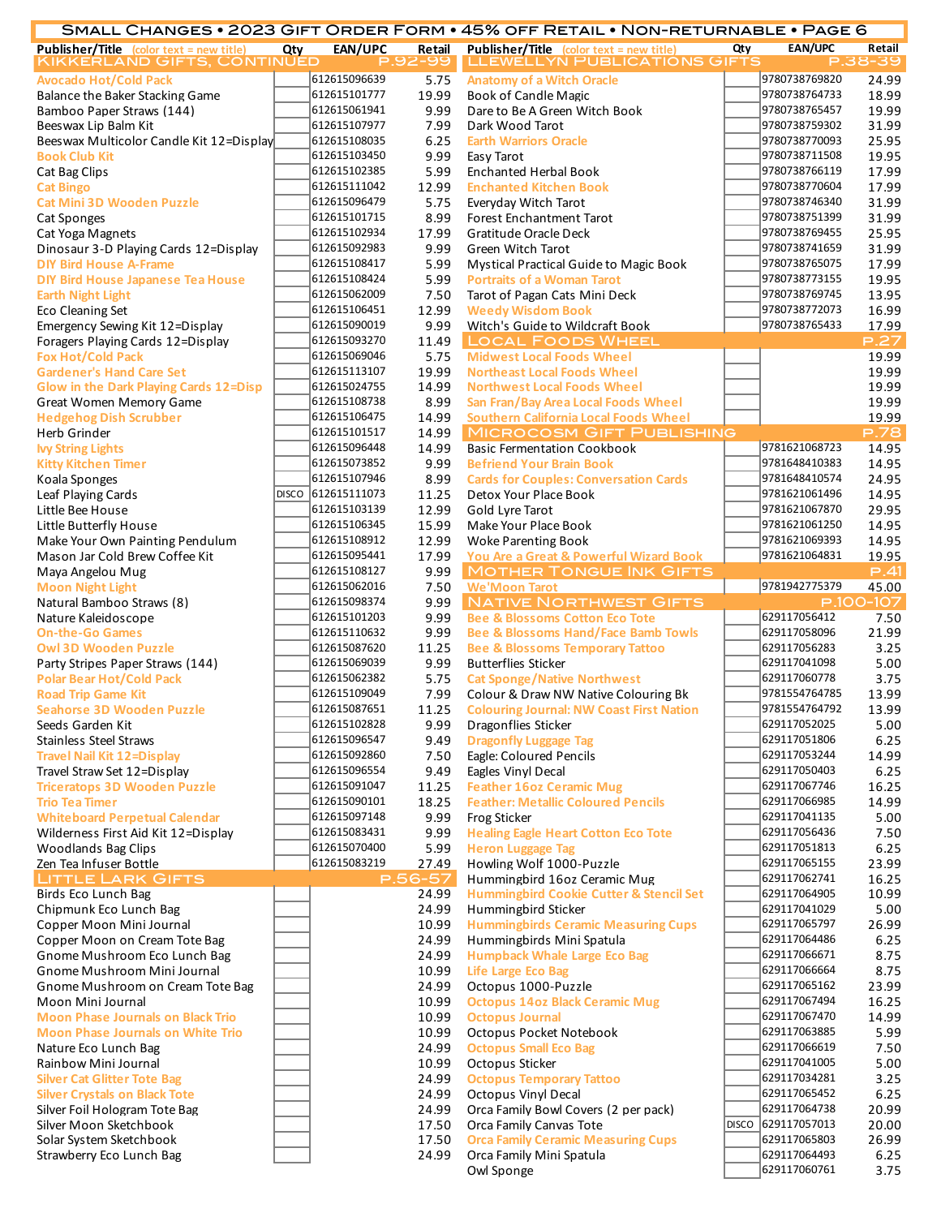# Small Changes • 2023 Gift Order Form • 45% off Retail • Non-returnable • Page 6

| Publisher/Title (color text = new title) | Qty | EAN/UPC | Retail |
|---|---|---|---|
| **Kikkerland Gifts, continued — p.92-99** | | | |
| Avocado Hot/Cold Pack | | 612615096639 | 5.75 |
| Balance the Baker Stacking Game | | 612615101777 | 19.99 |
| Bamboo Paper Straws (144) | | 612615061941 | 9.99 |
| Beeswax Lip Balm Kit | | 612615107977 | 7.99 |
| Beeswax Multicolor Candle Kit 12=Display | | 612615108035 | 6.25 |
| Book Club Kit | | 612615103450 | 9.99 |
| Cat Bag Clips | | 612615102385 | 5.99 |
| Cat Bingo | | 612615111042 | 12.99 |
| Cat Mini 3D Wooden Puzzle | | 612615096479 | 5.75 |
| Cat Sponges | | 612615101715 | 8.99 |
| Cat Yoga Magnets | | 612615102934 | 17.99 |
| Dinosaur 3-D Playing Cards 12=Display | | 612615092983 | 9.99 |
| DIY Bird House A-Frame | | 612615108417 | 5.99 |
| DIY Bird House Japanese Tea House | | 612615108424 | 5.99 |
| Earth Night Light | | 612615062009 | 7.50 |
| Eco Cleaning Set | | 612615106451 | 12.99 |
| Emergency Sewing Kit 12=Display | | 612615090019 | 9.99 |
| Foragers Playing Cards 12=Display | | 612615093270 | 11.49 |
| Fox Hot/Cold Pack | | 612615069046 | 5.75 |
| Gardener's Hand Care Set | | 612615113107 | 19.99 |
| Glow in the Dark Playing Cards 12=Disp | | 612615024755 | 14.99 |
| Great Women Memory Game | | 612615108738 | 8.99 |
| Hedgehog Dish Scrubber | | 612615106475 | 14.99 |
| Herb Grinder | | 612615101517 | 14.99 |
| Ivy String Lights | | 612615096448 | 14.99 |
| Kitty Kitchen Timer | | 612615073852 | 9.99 |
| Koala Sponges | | 612615107946 | 8.99 |
| Leaf Playing Cards | DISCO | 612615111073 | 11.25 |
| Little Bee House | | 612615103139 | 12.99 |
| Little Butterfly House | | 612615106345 | 15.99 |
| Make Your Own Painting Pendulum | | 612615108912 | 12.99 |
| Mason Jar Cold Brew Coffee Kit | | 612615095441 | 17.99 |
| Maya Angelou Mug | | 612615108127 | 9.99 |
| Moon Night Light | | 612615062016 | 7.50 |
| Natural Bamboo Straws (8) | | 612615098374 | 9.99 |
| Nature Kaleidoscope | | 612615101203 | 9.99 |
| On-the-Go Games | | 612615110632 | 9.99 |
| Owl 3D Wooden Puzzle | | 612615087620 | 11.25 |
| Party Stripes Paper Straws (144) | | 612615069039 | 9.99 |
| Polar Bear Hot/Cold Pack | | 612615062382 | 5.75 |
| Road Trip Game Kit | | 612615109049 | 7.99 |
| Seahorse 3D Wooden Puzzle | | 612615087651 | 11.25 |
| Seeds Garden Kit | | 612615102828 | 9.99 |
| Stainless Steel Straws | | 612615096547 | 9.49 |
| Travel Nail Kit 12=Display | | 612615092860 | 7.50 |
| Travel Straw Set 12=Display | | 612615096554 | 9.49 |
| Triceratops 3D Wooden Puzzle | | 612615091047 | 11.25 |
| Trio Tea Timer | | 612615090101 | 18.25 |
| Whiteboard Perpetual Calendar | | 612615097148 | 9.99 |
| Wilderness First Aid Kit 12=Display | | 612615083431 | 9.99 |
| Woodlands Bag Clips | | 612615070400 | 5.99 |
| Zen Tea Infuser Bottle | | 612615083219 | 27.49 |
| **Little Lark Gifts — p.56-57** | | | |
| Birds Eco Lunch Bag | | | 24.99 |
| Chipmunk Eco Lunch Bag | | | 24.99 |
| Copper Moon Mini Journal | | | 10.99 |
| Copper Moon on Cream Tote Bag | | | 24.99 |
| Gnome Mushroom Eco Lunch Bag | | | 24.99 |
| Gnome Mushroom Mini Journal | | | 10.99 |
| Gnome Mushroom on Cream Tote Bag | | | 24.99 |
| Moon Mini Journal | | | 10.99 |
| Moon Phase Journals on Black Trio | | | 10.99 |
| Moon Phase Journals on White Trio | | | 10.99 |
| Nature Eco Lunch Bag | | | 24.99 |
| Rainbow Mini Journal | | | 10.99 |
| Silver Cat Glitter Tote Bag | | | 24.99 |
| Silver Crystals on Black Tote | | | 24.99 |
| Silver Foil Hologram Tote Bag | | | 24.99 |
| Silver Moon Sketchbook | | | 17.50 |
| Solar System Sketchbook | | | 17.50 |
| Strawberry Eco Lunch Bag | | | 24.99 |
| **Llewellyn Publications Gifts — p.38-39** | | | |
| Anatomy of a Witch Oracle | | 9780738769820 | 24.99 |
| Book of Candle Magic | | 9780738764733 | 18.99 |
| Dare to Be A Green Witch Book | | 9780738765457 | 19.99 |
| Dark Wood Tarot | | 9780738759302 | 31.99 |
| Earth Warriors Oracle | | 9780738770093 | 25.95 |
| Easy Tarot | | 9780738711508 | 19.95 |
| Enchanted Herbal Book | | 9780738766119 | 17.99 |
| Enchanted Kitchen Book | | 9780738770604 | 17.99 |
| Everyday Witch Tarot | | 9780738746340 | 31.99 |
| Forest Enchantment Tarot | | 9780738751399 | 31.99 |
| Gratitude Oracle Deck | | 9780738769455 | 25.95 |
| Green Witch Tarot | | 9780738741659 | 31.99 |
| Mystical Practical Guide to Magic Book | | 9780738765075 | 17.99 |
| Portraits of a Woman Tarot | | 9780738773155 | 19.95 |
| Tarot of Pagan Cats Mini Deck | | 9780738769745 | 13.95 |
| Weedy Wisdom Book | | 9780738772073 | 16.99 |
| Witch's Guide to Wildcraft Book | | 9780738765433 | 17.99 |
| **Local Foods Wheel — p.27** | | | |
| Midwest Local Foods Wheel | | | 19.99 |
| Northeast Local Foods Wheel | | | 19.99 |
| Northwest Local Foods Wheel | | | 19.99 |
| San Fran/Bay Area Local Foods Wheel | | | 19.99 |
| Southern California Local Foods Wheel | | | 19.99 |
| **Microcosm Gift Publishing — p.78** | | | |
| Basic Fermentation Cookbook | | 9781621068723 | 14.95 |
| Befriend Your Brain Book | | 9781648410383 | 14.95 |
| Cards for Couples: Conversation Cards | | 9781648410574 | 24.95 |
| Detox Your Place Book | | 9781621061496 | 14.95 |
| Gold Lyre Tarot | | 9781621067870 | 29.95 |
| Make Your Place Book | | 9781621061250 | 14.95 |
| Woke Parenting Book | | 9781621069393 | 14.95 |
| You Are a Great & Powerful Wizard Book | | 9781621064831 | 19.95 |
| **Mother Tongue Ink Gifts — p.41** | | | |
| We'Moon Tarot | | 9781942775379 | 45.00 |
| **Native Northwest Gifts — p.100-107** | | | |
| Bee & Blossoms Cotton Eco Tote | | 629117056412 | 7.50 |
| Bee & Blossoms Hand/Face Bamb Towls | | 629117058096 | 21.99 |
| Bee & Blossoms Temporary Tattoo | | 629117056283 | 3.25 |
| Butterflies Sticker | | 629117041098 | 5.00 |
| Cat Sponge/Native Northwest | | 629117060778 | 3.75 |
| Colour & Draw NW Native Colouring Bk | | 9781554764785 | 13.99 |
| Colouring Journal: NW Coast First Nation | | 9781554764792 | 13.99 |
| Dragonflies Sticker | | 629117052025 | 5.00 |
| Dragonfly Luggage Tag | | 629117051806 | 6.25 |
| Eagle: Coloured Pencils | | 629117053244 | 14.99 |
| Eagles Vinyl Decal | | 629117050403 | 6.25 |
| Feather 16oz Ceramic Mug | | 629117067746 | 16.25 |
| Feather: Metallic Coloured Pencils | | 629117066985 | 14.99 |
| Frog Sticker | | 629117041135 | 5.00 |
| Healing Eagle Heart Cotton Eco Tote | | 629117056436 | 7.50 |
| Heron Luggage Tag | | 629117051813 | 6.25 |
| Howling Wolf 1000-Puzzle | | 629117065155 | 23.99 |
| Hummingbird 16oz Ceramic Mug | | 629117062741 | 16.25 |
| Hummingbird Cookie Cutter & Stencil Set | | 629117064905 | 10.99 |
| Hummingbird Sticker | | 629117041029 | 5.00 |
| Hummingbirds Ceramic Measuring Cups | | 629117065797 | 26.99 |
| Hummingbirds Mini Spatula | | 629117064486 | 6.25 |
| Humpback Whale Large Eco Bag | | 629117066671 | 8.75 |
| Life Large Eco Bag | | 629117066664 | 8.75 |
| Octopus 1000-Puzzle | | 629117065162 | 23.99 |
| Octopus 14oz Black Ceramic Mug | | 629117067494 | 16.25 |
| Octopus Journal | | 629117067470 | 14.99 |
| Octopus Pocket Notebook | | 629117063885 | 5.99 |
| Octopus Small Eco Bag | | 629117066619 | 7.50 |
| Octopus Sticker | | 629117041005 | 5.00 |
| Octopus Temporary Tattoo | | 629117034281 | 3.25 |
| Octopus Vinyl Decal | | 629117065452 | 6.25 |
| Orca Family Bowl Covers (2 per pack) | | 629117064738 | 20.99 |
| Orca Family Canvas Tote | DISCO | 629117057013 | 20.00 |
| Orca Family Ceramic Measuring Cups | | 629117065803 | 26.99 |
| Orca Family Mini Spatula | | 629117064493 | 6.25 |
| Owl Sponge | | 629117060761 | 3.75 |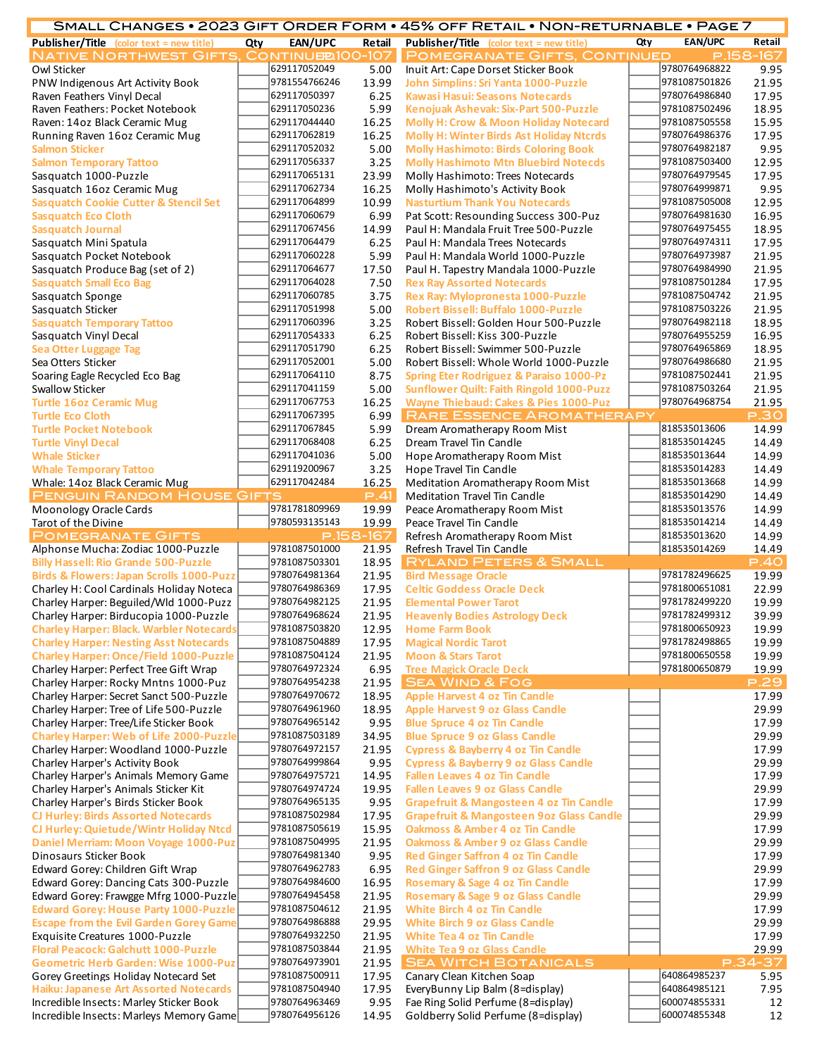# Small Changes • 2023 Gift Order Form • 45% off Retail • Non-returnable • Page 7

| Publisher/Title (color text = new title) | Qty | EAN/UPC | Retail |
|---|---|---|---|
| **Native Northwest Gifts, Continued p.100-107** | | | |
| Owl Sticker | | 629117052049 | 5.00 |
| PNW Indigenous Art Activity Book | | 9781554766246 | 13.99 |
| Raven Feathers Vinyl Decal | | 629117050397 | 6.25 |
| Raven Feathers: Pocket Notebook | | 629117050236 | 5.99 |
| Raven: 14oz Black Ceramic Mug | | 629117044440 | 16.25 |
| Running Raven 16oz Ceramic Mug | | 629117062819 | 16.25 |
| Salmon Sticker | | 629117052032 | 5.00 |
| Salmon Temporary Tattoo | | 629117056337 | 3.25 |
| Sasquatch 1000-Puzzle | | 629117065131 | 23.99 |
| Sasquatch 16oz Ceramic Mug | | 629117062734 | 16.25 |
| Sasquatch Cookie Cutter & Stencil Set | | 629117064899 | 10.99 |
| Sasquatch Eco Cloth | | 629117060679 | 6.99 |
| Sasquatch Journal | | 629117067456 | 14.99 |
| Sasquatch Mini Spatula | | 629117064479 | 6.25 |
| Sasquatch Pocket Notebook | | 629117060228 | 5.99 |
| Sasquatch Produce Bag (set of 2) | | 629117064677 | 17.50 |
| Sasquatch Small Eco Bag | | 629117064028 | 7.50 |
| Sasquatch Sponge | | 629117060785 | 3.75 |
| Sasquatch Sticker | | 629117051998 | 5.00 |
| Sasquatch Temporary Tattoo | | 629117060396 | 3.25 |
| Sasquatch Vinyl Decal | | 629117054333 | 6.25 |
| Sea Otter Luggage Tag | | 629117051790 | 6.25 |
| Sea Otters Sticker | | 629117052001 | 5.00 |
| Soaring Eagle Recycled Eco Bag | | 629117064110 | 8.75 |
| Swallow Sticker | | 629117041159 | 5.00 |
| Turtle 16oz Ceramic Mug | | 629117067753 | 16.25 |
| Turtle Eco Cloth | | 629117067395 | 6.99 |
| Turtle Pocket Notebook | | 629117067845 | 5.99 |
| Turtle Vinyl Decal | | 629117068408 | 6.25 |
| Whale Sticker | | 629117041036 | 5.00 |
| Whale Temporary Tattoo | | 629119200967 | 3.25 |
| Whale: 14oz Black Ceramic Mug | | 629117042484 | 16.25 |
| **Penguin Random House Gifts p.41** | | | |
| Moonology Oracle Cards | | 9781781809969 | 19.99 |
| Tarot of the Divine | | 9780593135143 | 19.99 |
| **Pomegranate Gifts p.158-167** | | | |
| Alphonse Mucha: Zodiac 1000-Puzzle | | 9781087501000 | 21.95 |
| Billy Hassell: Rio Grande 500-Puzzle | | 9781087503301 | 18.95 |
| Birds & Flowers: Japan Scrolls 1000-Puzz | | 9780764981364 | 21.95 |
| Charley H: Cool Cardinals Holiday Noteca | | 9780764986369 | 17.95 |
| Charley Harper: Beguiled/Wld 1000-Puzz | | 9780764982125 | 21.95 |
| Charley Harper: Birducopia 1000-Puzzle | | 9780764968624 | 21.95 |
| Charley Harper: Black. Warbler Notecards | | 9781087503820 | 12.95 |
| Charley Harper: Nesting Asst Notecards | | 9781087504889 | 17.95 |
| Charley Harper: Once/Field 1000-Puzzle | | 9781087504124 | 21.95 |
| Charley Harper: Perfect Tree Gift Wrap | | 9780764972324 | 6.95 |
| Charley Harper: Rocky Mntns 1000-Puz | | 9780764954238 | 21.95 |
| Charley Harper: Secret Sanct 500-Puzzle | | 9780764970672 | 18.95 |
| Charley Harper: Tree of Life 500-Puzzle | | 9780764961960 | 18.95 |
| Charley Harper: Tree/Life Sticker Book | | 9780764965142 | 9.95 |
| Charley Harper: Web of Life 2000-Puzzle | | 9781087503189 | 34.95 |
| Charley Harper: Woodland 1000-Puzzle | | 9780764972157 | 21.95 |
| Charley Harper's Activity Book | | 9780764999864 | 9.95 |
| Charley Harper's Animals Memory Game | | 9780764975721 | 14.95 |
| Charley Harper's Animals Sticker Kit | | 9780764974724 | 19.95 |
| Charley Harper's Birds Sticker Book | | 9780764965135 | 9.95 |
| CJ Hurley: Birds Assorted Notecards | | 9781087502984 | 17.95 |
| CJ Hurley: Quietude/Wintr Holiday Ntcd | | 9781087505619 | 15.95 |
| Daniel Merriam: Moon Voyage 1000-Puz | | 9781087504995 | 21.95 |
| Dinosaurs Sticker Book | | 9780764981340 | 9.95 |
| Edward Gorey: Children Gift Wrap | | 9780764962783 | 6.95 |
| Edward Gorey: Dancing Cats 300-Puzzle | | 9780764984600 | 16.95 |
| Edward Gorey: Frawgge Mfrg 1000-Puzzle | | 9780764945458 | 21.95 |
| Edward Gorey: House Party 1000-Puzzle | | 9781087504612 | 21.95 |
| Escape from the Evil Garden Gorey Game | | 9780764986888 | 29.95 |
| Exquisite Creatures 1000-Puzzle | | 9780764932250 | 21.95 |
| Floral Peacock: Galchutt 1000-Puzzle | | 9781087503844 | 21.95 |
| Geometric Herb Garden: Wise 1000-Puz | | 9780764973901 | 21.95 |
| Gorey Greetings Holiday Notecard Set | | 9781087500911 | 17.95 |
| Haiku: Japanese Art Assorted Notecards | | 9781087504940 | 17.95 |
| Incredible Insects: Marley Sticker Book | | 9780764963469 | 9.95 |
| Incredible Insects: Marleys Memory Game | | 9780764956126 | 14.95 |
| **Pomegranate Gifts, Continued p.158-167** | | | |
| Inuit Art: Cape Dorset Sticker Book | | 9780764968822 | 9.95 |
| John Simplins: Sri Yanta 1000-Puzzle | | 9781087501826 | 21.95 |
| Kawasi Hasui: Seasons Notecards | | 9780764986840 | 17.95 |
| Kenojuak Ashevak: Six-Part 500-Puzzle | | 9781087502496 | 18.95 |
| Molly H: Crow & Moon Holiday Notecard | | 9781087505558 | 15.95 |
| Molly H: Winter Birds Ast Holiday Ntcrds | | 9780764986376 | 17.95 |
| Molly Hashimoto: Birds Coloring Book | | 9780764982187 | 9.95 |
| Molly Hashimoto Mtn Bluebird Notecds | | 9781087503400 | 12.95 |
| Molly Hashimoto: Trees Notecards | | 9780764979545 | 17.95 |
| Molly Hashimoto's Activity Book | | 9780764999871 | 9.95 |
| Nasturium Thank You Notecards | | 9781087505008 | 12.95 |
| Pat Scott: Resounding Success 300-Puz | | 9780764981630 | 16.95 |
| Paul H: Mandala Fruit Tree 500-Puzzle | | 9780764975455 | 18.95 |
| Paul H: Mandala Trees Notecards | | 9780764974311 | 17.95 |
| Paul H: Mandala World 1000-Puzzle | | 9780764973987 | 21.95 |
| Paul H. Tapestry Mandala 1000-Puzzle | | 9780764984990 | 21.95 |
| Rex Ray Assorted Notecards | | 9781087501284 | 17.95 |
| Rex Ray: Myloponesta 1000-Puzzle | | 9781087504742 | 21.95 |
| Robert Bissell: Buffalo 1000-Puzzle | | 9781087503226 | 21.95 |
| Robert Bissell: Golden Hour 500-Puzzle | | 9780764982118 | 18.95 |
| Robert Bissell: Kiss 300-Puzzle | | 9780764955259 | 16.95 |
| Robert Bissell: Swimmer 500-Puzzle | | 9780764965869 | 18.95 |
| Robert Bissell: Whole World 1000-Puzzle | | 9780764986680 | 21.95 |
| Spring Eter Rodriguez & Paraiso 1000-Pz | | 9781087502441 | 21.95 |
| Sunflower Quilt: Faith Ringold 1000-Puzz | | 9781087503264 | 21.95 |
| Wayne Thiebaud: Cakes & Pies 1000-Puz | | 9780764968754 | 21.95 |
| **Rare Essence Aromatherapy p.30** | | | |
| Dream Aromatherapy Room Mist | | 818535013606 | 14.99 |
| Dream Travel Tin Candle | | 818535014245 | 14.49 |
| Hope Aromatherapy Room Mist | | 818535013644 | 14.99 |
| Hope Travel Tin Candle | | 818535014283 | 14.49 |
| Meditation Aromatherapy Room Mist | | 818535013668 | 14.99 |
| Meditation Travel Tin Candle | | 818535014290 | 14.49 |
| Peace Aromatherapy Room Mist | | 818535013576 | 14.99 |
| Peace Travel Tin Candle | | 818535014214 | 14.49 |
| Refresh Aromatherapy Room Mist | | 818535013620 | 14.99 |
| Refresh Travel Tin Candle | | 818535014269 | 14.49 |
| **Ryland Peters & Small p.40** | | | |
| Bird Message Oracle | | 9781782496625 | 19.99 |
| Celtic Goddess Oracle Deck | | 9781800651081 | 22.99 |
| Elemental Power Tarot | | 9781782499220 | 19.99 |
| Heavenly Bodies Astrology Deck | | 9781782499312 | 39.99 |
| Home Farm Book | | 9781800650923 | 19.99 |
| Magical Nordic Tarot | | 9781782498865 | 19.99 |
| Moon & Stars Tarot | | 9781800650558 | 19.99 |
| Tree Magick Oracle Deck | | 9781800650879 | 19.99 |
| **Sea Wind & Fog p.29** | | | |
| Apple Harvest 4 oz Tin Candle | | | 17.99 |
| Apple Harvest 9 oz Glass Candle | | | 29.99 |
| Blue Spruce 4 oz Tin Candle | | | 17.99 |
| Blue Spruce 9 oz Glass Candle | | | 29.99 |
| Cypress & Bayberry 4 oz Tin Candle | | | 17.99 |
| Cypress & Bayberry 9 oz Glass Candle | | | 29.99 |
| Fallen Leaves 4 oz Tin Candle | | | 17.99 |
| Fallen Leaves 9 oz Glass Candle | | | 29.99 |
| Grapefruit & Mangosteen 4 oz Tin Candle | | | 17.99 |
| Grapefruit & Mangosteen 9oz Glass Candle | | | 29.99 |
| Oakmoss & Amber 4 oz Tin Candle | | | 17.99 |
| Oakmoss & Amber 9 oz Glass Candle | | | 29.99 |
| Red Ginger Saffron 4 oz Tin Candle | | | 17.99 |
| Red Ginger Saffron 9 oz Glass Candle | | | 29.99 |
| Rosemary & Sage 4 oz Tin Candle | | | 17.99 |
| Rosemary & Sage 9 oz Glass Candle | | | 29.99 |
| White Birch 4 oz Tin Candle | | | 17.99 |
| White Birch 9 oz Glass Candle | | | 29.99 |
| White Tea 4 oz Tin Candle | | | 17.99 |
| White Tea 9 oz Glass Candle | | | 29.99 |
| **Sea Witch Botanicals p.34-37** | | | |
| Canary Clean Kitchen Soap | | 640864985237 | 5.95 |
| EveryBunny Lip Balm (8=display) | | 640864985121 | 7.95 |
| Fae Ring Solid Perfume (8=display) | | 600074855331 | 12 |
| Goldberry Solid Perfume (8=display) | | 600074855348 | 12 |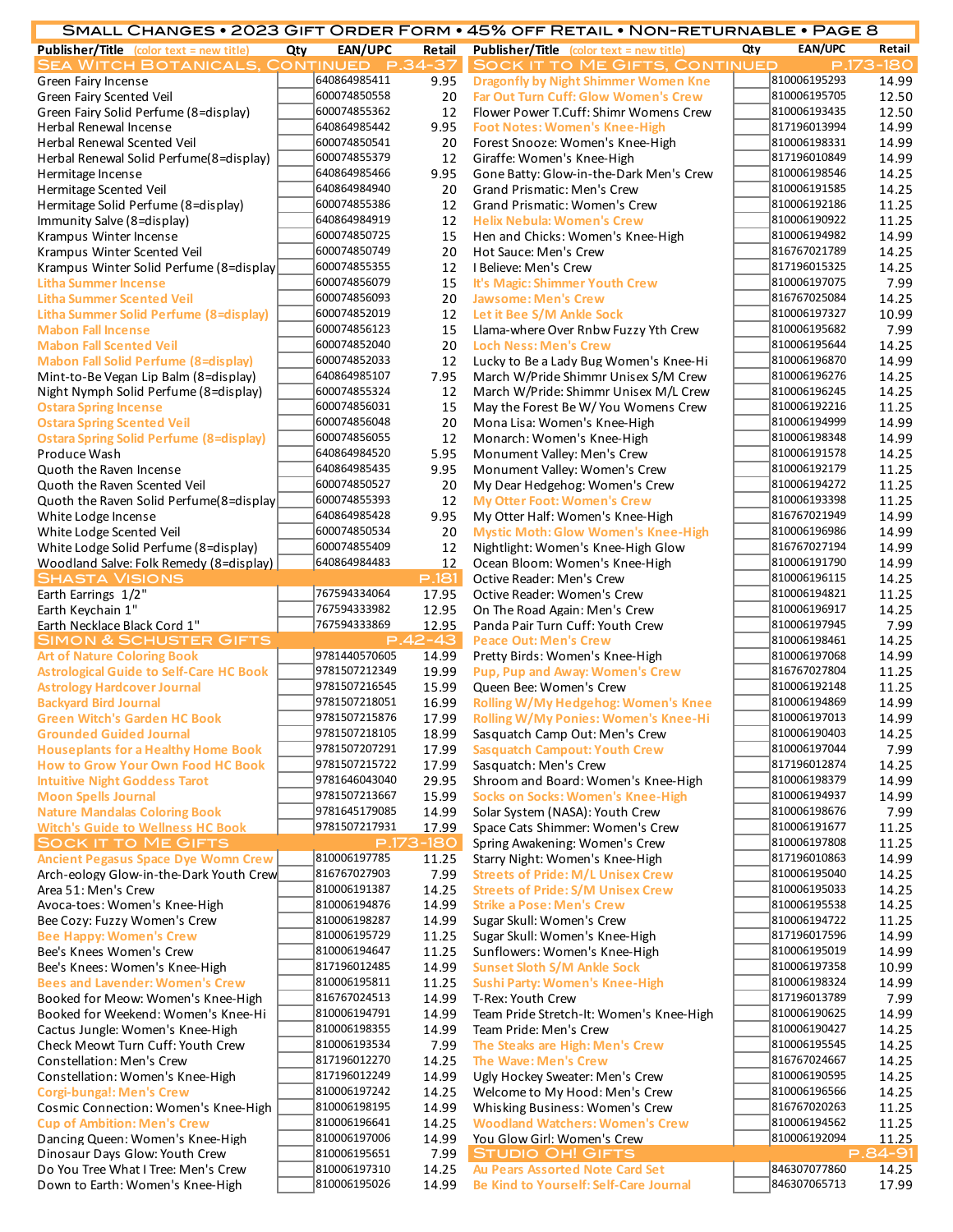# Small Changes • 2023 Gift Order Form • 45% off Retail • Non-returnable • Page 8

| Publisher/Title (color text = new title) | Qty | EAN/UPC | Retail |
|---|---|---|---|
| **Sea Witch Botanicals, continued p.34-37** | | | |
| Green Fairy Incense | | 640864985411 | 9.95 |
| Green Fairy Scented Veil | | 600074850558 | 20 |
| Green Fairy Solid Perfume (8=display) | | 600074855362 | 12 |
| Herbal Renewal Incense | | 640864985442 | 9.95 |
| Herbal Renewal Scented Veil | | 600074850541 | 20 |
| Herbal Renewal Solid Perfume(8=display) | | 600074855379 | 12 |
| Hermitage Incense | | 640864985466 | 9.95 |
| Hermitage Scented Veil | | 640864984940 | 20 |
| Hermitage Solid Perfume (8=display) | | 600074855386 | 12 |
| Immunity Salve (8=display) | | 640864984919 | 12 |
| Krampus Winter Incense | | 600074850725 | 15 |
| Krampus Winter Scented Veil | | 600074850749 | 20 |
| Krampus Winter Solid Perfume (8=display | | 600074855355 | 12 |
| Litha Summer Incense | | 600074856079 | 15 |
| Litha Summer Scented Veil | | 600074856093 | 20 |
| Litha Summer Solid Perfume (8=display) | | 600074852019 | 12 |
| Mabon Fall Incense | | 600074856123 | 15 |
| Mabon Fall Scented Veil | | 600074852040 | 20 |
| Mabon Fall Solid Perfume (8=display) | | 600074852033 | 12 |
| Mint-to-Be Vegan Lip Balm (8=display) | | 640864985107 | 7.95 |
| Night Nymph Solid Perfume (8=display) | | 600074855324 | 12 |
| Ostara Spring Incense | | 600074856031 | 15 |
| Ostara Spring Scented Veil | | 600074856048 | 20 |
| Ostara Spring Solid Perfume (8=display) | | 600074856055 | 12 |
| Produce Wash | | 640864984520 | 5.95 |
| Quoth the Raven Incense | | 640864985435 | 9.95 |
| Quoth the Raven Scented Veil | | 600074850527 | 20 |
| Quoth the Raven Solid Perfume(8=display | | 600074855393 | 12 |
| White Lodge Incense | | 640864985428 | 9.95 |
| White Lodge Scented Veil | | 600074850534 | 20 |
| White Lodge Solid Perfume (8=display) | | 600074855409 | 12 |
| Woodland Salve: Folk Remedy (8=display) | | 640864984483 | 12 |
| **Shasta Visions p.181** | | | |
| Earth Earrings 1/2" | | 7675943340​64 | 17.95 |
| Earth Keychain 1" | | 767594333982 | 12.95 |
| Earth Necklace Black Cord 1" | | 767594333869 | 12.95 |
| **Simon & Schuster Gifts p.42-43** | | | |
| Art of Nature Coloring Book | | 9781440570605 | 14.99 |
| Astrological Guide to Self-Care HC Book | | 9781507212349 | 19.99 |
| Astrology Hardcover Journal | | 9781507216545 | 15.99 |
| Backyard Bird Journal | | 9781507218051 | 16.99 |
| Green Witch's Garden HC Book | | 9781507215876 | 17.99 |
| Grounded Guided Journal | | 9781507218105 | 18.99 |
| Houseplants for a Healthy Home Book | | 9781507207291 | 17.99 |
| How to Grow Your Own Food HC Book | | 9781507215722 | 17.99 |
| Intuitive Night Goddess Tarot | | 9781646043040 | 29.95 |
| Moon Spells Journal | | 9781507213667 | 15.99 |
| Nature Mandalas Coloring Book | | 9781645179085 | 14.99 |
| Witch's Guide to Wellness HC Book | | 9781507217931 | 17.99 |
| **Sock it to Me Gifts p.173-180** | | | |
| Ancient Pegasus Space Dye Womn Crew | | 810006197785 | 11.25 |
| Arch-eology Glow-in-the-Dark Youth Crew | | 816767027903 | 7.99 |
| Area 51: Men's Crew | | 810006191387 | 14.25 |
| Avoca-toes: Women's Knee-High | | 810006194876 | 14.99 |
| Bee Cozy: Fuzzy Women's Crew | | 810006198287 | 14.99 |
| Bee Happy: Women's Crew | | 810006195729 | 11.25 |
| Bee's Knees Women's Crew | | 810006194647 | 11.25 |
| Bee's Knees: Women's Knee-High | | 817196012485 | 14.99 |
| Bees and Lavender: Women's Crew | | 810006195811 | 11.25 |
| Booked for Meow: Women's Knee-High | | 816767024513 | 14.99 |
| Booked for Weekend: Women's Knee-Hi | | 810006194791 | 14.99 |
| Cactus Jungle: Women's Knee-High | | 810006198355 | 14.99 |
| Check Meowt Turn Cuff: Youth Crew | | 810006193534 | 7.99 |
| Constellation: Men's Crew | | 817196012270 | 14.25 |
| Constellation: Women's Knee-High | | 817196012249 | 14.99 |
| Corgi-bunga!: Men's Crew | | 810006197242 | 14.25 |
| Cosmic Connection: Women's Knee-High | | 810006198195 | 14.99 |
| Cup of Ambition: Men's Crew | | 810006196641 | 14.25 |
| Dancing Queen: Women's Knee-High | | 810006197006 | 14.99 |
| Dinosaur Days Glow: Youth Crew | | 810006195651 | 7.99 |
| Do You Tree What I Tree: Men's Crew | | 810006197310 | 14.25 |
| Down to Earth: Women's Knee-High | | 810006195026 | 14.99 |
| **Sock it to Me Gifts, continued p.173-180** | | | |
| Dragonfly by Night Shimmer Women Kne | | 810006195293 | 14.99 |
| Far Out Turn Cuff: Glow Women's Crew | | 810006195705 | 12.50 |
| Flower Power T.Cuff: Shimr Womens Crew | | 810006193435 | 12.50 |
| Foot Notes: Women's Knee-High | | 817196013994 | 14.99 |
| Forest Snooze: Women's Knee-High | | 810006198331 | 14.99 |
| Giraffe: Women's Knee-High | | 817196010849 | 14.99 |
| Gone Batty: Glow-in-the-Dark Men's Crew | | 810006198546 | 14.25 |
| Grand Prismatic: Men's Crew | | 810006191585 | 14.25 |
| Grand Prismatic: Women's Crew | | 810006192186 | 11.25 |
| Helix Nebula: Women's Crew | | 810006190922 | 11.25 |
| Hen and Chicks: Women's Knee-High | | 810006194982 | 14.99 |
| Hot Sauce: Men's Crew | | 816767021789 | 14.25 |
| I Believe: Men's Crew | | 817196015325 | 14.25 |
| It's Magic: Shimmer Youth Crew | | 810006197075 | 7.99 |
| Jawsome: Men's Crew | | 816767025084 | 14.25 |
| Let it Bee S/M Ankle Sock | | 810006197327 | 10.99 |
| Llama-where Over Rnbw Fuzzy Yth Crew | | 810006195682 | 7.99 |
| Loch Ness: Men's Crew | | 810006195644 | 14.25 |
| Lucky to Be a Lady Bug Women's Knee-Hi | | 810006196870 | 14.99 |
| March W/Pride Shimmr Unisex S/M Crew | | 810006196276 | 14.25 |
| March W/Pride: Shimmr Unisex M/L Crew | | 810006196245 | 14.25 |
| May the Forest Be W/ You Womens Crew | | 810006192216 | 11.25 |
| Mona Lisa: Women's Knee-High | | 810006194999 | 14.99 |
| Monarch: Women's Knee-High | | 810006198348 | 14.99 |
| Monument Valley: Men's Crew | | 810006191578 | 14.25 |
| Monument Valley: Women's Crew | | 810006192179 | 11.25 |
| My Dear Hedgehog: Women's Crew | | 810006194272 | 11.25 |
| My Otter Foot: Women's Crew | | 810006193398 | 11.25 |
| My Otter Half: Women's Knee-High | | 816767021949 | 14.99 |
| Mystic Moth: Glow Women's Knee-High | | 810006196986 | 14.99 |
| Nightlight: Women's Knee-High Glow | | 816767027194 | 14.99 |
| Ocean Bloom: Women's Knee-High | | 810006191790 | 14.99 |
| Octive Reader: Men's Crew | | 810006196115 | 14.25 |
| Octive Reader: Women's Crew | | 810006194821 | 11.25 |
| On The Road Again: Men's Crew | | 810006196917 | 14.25 |
| Panda Pair Turn Cuff: Youth Crew | | 810006197945 | 7.99 |
| Peace Out: Men's Crew | | 810006198461 | 14.25 |
| Pretty Birds: Women's Knee-High | | 810006197068 | 14.99 |
| Pup, Pup and Away: Women's Crew | | 816767027804 | 11.25 |
| Queen Bee: Women's Crew | | 810006192148 | 11.25 |
| Rolling W/My Hedgehog: Women's Knee | | 810006194869 | 14.99 |
| Rolling W/My Ponies: Women's Knee-Hi | | 810006197013 | 14.99 |
| Sasquatch Camp Out: Men's Crew | | 810006190403 | 14.25 |
| Sasquatch Campout: Youth Crew | | 810006197044 | 7.99 |
| Sasquatch: Men's Crew | | 817196012874 | 14.25 |
| Shroom and Board: Women's Knee-High | | 810006198379 | 14.99 |
| Socks on Socks: Women's Knee-High | | 810006194937 | 14.99 |
| Solar System (NASA): Youth Crew | | 810006198676 | 7.99 |
| Space Cats Shimmer: Women's Crew | | 810006191677 | 11.25 |
| Spring Awakening: Women's Crew | | 810006197808 | 11.25 |
| Starry Night: Women's Knee-High | | 817196010863 | 14.99 |
| Streets of Pride: M/L Unisex Crew | | 810006195040 | 14.25 |
| Streets of Pride: S/M Unisex Crew | | 810006195033 | 14.25 |
| Strike a Pose: Men's Crew | | 810006195538 | 14.25 |
| Sugar Skull: Women's Crew | | 810006194722 | 11.25 |
| Sugar Skull: Women's Knee-High | | 817196017596 | 14.99 |
| Sunflowers: Women's Knee-High | | 810006195019 | 14.99 |
| Sunset Sloth S/M Ankle Sock | | 810006197358 | 10.99 |
| Sushi Party: Women's Knee-High | | 810006198324 | 14.99 |
| T-Rex: Youth Crew | | 817196013789 | 7.99 |
| Team Pride Stretch-It: Women's Knee-High | | 810006190625 | 14.99 |
| Team Pride: Men's Crew | | 810006190427 | 14.25 |
| The Steaks are High: Men's Crew | | 810006195545 | 14.25 |
| The Wave: Men's Crew | | 816767024667 | 14.25 |
| Ugly Hockey Sweater: Men's Crew | | 810006190595 | 14.25 |
| Welcome to My Hood: Men's Crew | | 810006196566 | 14.25 |
| Whisking Business: Women's Crew | | 816767020263 | 11.25 |
| Woodland Watchers: Women's Crew | | 810006194562 | 11.25 |
| You Glow Girl: Women's Crew | | 810006192094 | 11.25 |
| **Studio Oh! Gifts p.84-91** | | | |
| Au Pears Assorted Note Card Set | | 846307077860 | 14.25 |
| Be Kind to Yourself: Self-Care Journal | | 846307065713 | 17.99 |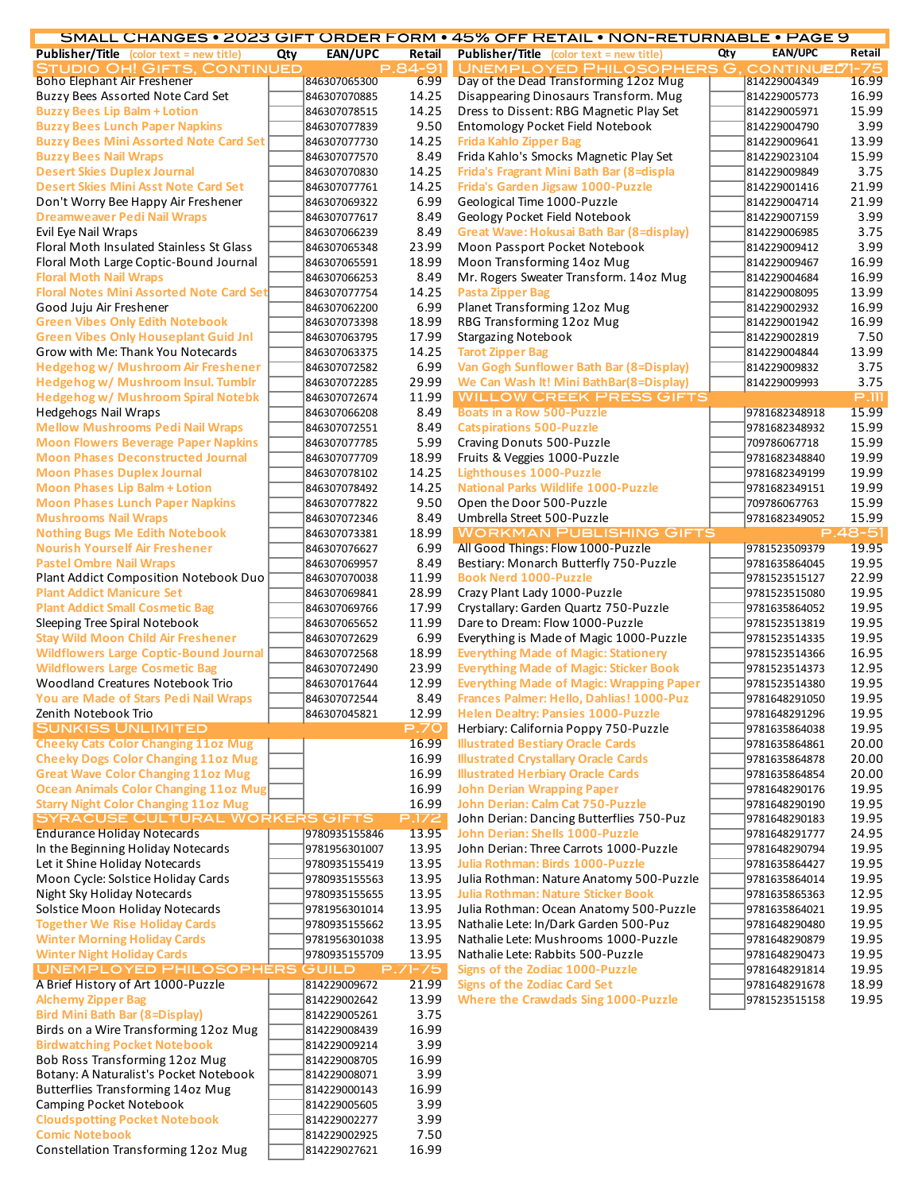# Small Changes • 2023 Gift Order Form • 45% off Retail • Non-Returnable • Page 9

| Publisher/Title (color text = new title) | Qty | EAN/UPC | Retail |
|---|---|---|---|
| **Studio Oh! Gifts, Continued** | | | **p.84-91** |
| Boho Elephant Air Freshener | | 846307065300 | 6.99 |
| Buzzy Bees Assorted Note Card Set | | 846307070885 | 14.25 |
| Buzzy Bees Lip Balm + Lotion | | 846307078515 | 14.25 |
| Buzzy Bees Lunch Paper Napkins | | 846307077839 | 9.50 |
| Buzzy Bees Mini Assorted Note Card Set | | 846307077730 | 14.25 |
| Buzzy Bees Nail Wraps | | 846307077570 | 8.49 |
| Desert Skies Duplex Journal | | 846307070830 | 14.25 |
| Desert Skies Mini Asst Note Card Set | | 846307077761 | 14.25 |
| Don't Worry Bee Happy Air Freshener | | 846307069322 | 6.99 |
| Dreamweaver Pedi Nail Wraps | | 846307077617 | 8.49 |
| Evil Eye Nail Wraps | | 846307066239 | 8.49 |
| Floral Moth Insulated Stainless St Glass | | 846307065348 | 23.99 |
| Floral Moth Large Coptic-Bound Journal | | 846307065591 | 18.99 |
| Floral Moth Nail Wraps | | 846307066253 | 8.49 |
| Floral Notes Mini Assorted Note Card Set | | 846307077754 | 14.25 |
| Good Juju Air Freshener | | 846307062200 | 6.99 |
| Green Vibes Only Edith Notebook | | 846307073398 | 18.99 |
| Green Vibes Only Houseplant Guid Jnl | | 846307063795 | 17.99 |
| Grow with Me: Thank You Notecards | | 846307063375 | 14.25 |
| Hedgehog w/ Mushroom Air Freshener | | 846307072582 | 6.99 |
| Hedgehog w/ Mushroom Insul. Tumblr | | 846307072285 | 29.99 |
| Hedgehog w/ Mushroom Spiral Notebk | | 846307072674 | 11.99 |
| Hedgehogs Nail Wraps | | 846307066208 | 8.49 |
| Mellow Mushrooms Pedi Nail Wraps | | 846307072551 | 8.49 |
| Moon Flowers Beverage Paper Napkins | | 846307077785 | 5.99 |
| Moon Phases Deconstructed Journal | | 846307077709 | 18.99 |
| Moon Phases Duplex Journal | | 846307078102 | 14.25 |
| Moon Phases Lip Balm + Lotion | | 846307078492 | 14.25 |
| Moon Phases Lunch Paper Napkins | | 846307077822 | 9.50 |
| Mushrooms Nail Wraps | | 846307072346 | 8.49 |
| Nothing Bugs Me Edith Notebook | | 846307073381 | 18.99 |
| Nourish Yourself Air Freshener | | 846307076627 | 6.99 |
| Pastel Ombre Nail Wraps | | 846307069957 | 8.49 |
| Plant Addict Composition Notebook Duo | | 846307070038 | 11.99 |
| Plant Addict Manicure Set | | 846307069841 | 28.99 |
| Plant Addict Small Cosmetic Bag | | 846307069766 | 17.99 |
| Sleeping Tree Spiral Notebook | | 846307065652 | 11.99 |
| Stay Wild Moon Child Air Freshener | | 846307072629 | 6.99 |
| Wildflowers Large Coptic-Bound Journal | | 846307072568 | 18.99 |
| Wildflowers Large Cosmetic Bag | | 846307072490 | 23.99 |
| Woodland Creatures Notebook Trio | | 846307017644 | 12.99 |
| You are Made of Stars Pedi Nail Wraps | | 846307072544 | 8.49 |
| Zenith Notebook Trio | | 846307045821 | 12.99 |
| **Sunkiss Unlimited** | | | **p.70** |
| Cheeky Cats Color Changing 11oz Mug | | | 16.99 |
| Cheeky Dogs Color Changing 11oz Mug | | | 16.99 |
| Great Wave Color Changing 11oz Mug | | | 16.99 |
| Ocean Animals Color Changing 11oz Mug | | | 16.99 |
| Starry Night Color Changing 11oz Mug | | | 16.99 |
| **Syracuse Cultural Workers Gifts** | | | **p.172** |
| Endurance Holiday Notecards | | 9780935155846 | 13.95 |
| In the Beginning Holiday Notecards | | 9781956301007 | 13.95 |
| Let it Shine Holiday Notecards | | 9780935155419 | 13.95 |
| Moon Cycle: Solstice Holiday Cards | | 9780935155563 | 13.95 |
| Night Sky Holiday Notecards | | 9780935155655 | 13.95 |
| Solstice Moon Holiday Notecards | | 9781956301014 | 13.95 |
| Together We Rise Holiday Cards | | 9780935155662 | 13.95 |
| Winter Morning Holiday Cards | | 9781956301038 | 13.95 |
| Winter Night Holiday Cards | | 9780935155709 | 13.95 |
| **Unemployed Philosophers Guild** | | | **p.71-75** |
| A Brief History of Art 1000-Puzzle | | 814229009672 | 21.99 |
| Alchemy Zipper Bag | | 814229002642 | 13.99 |
| Bird Mini Bath Bar (8=Display) | | 814229005261 | 3.75 |
| Birds on a Wire Transforming 12oz Mug | | 814229008439 | 16.99 |
| Birdwatching Pocket Notebook | | 814229009214 | 3.99 |
| Bob Ross Transforming 12oz Mug | | 814229008705 | 16.99 |
| Botany: A Naturalist's Pocket Notebook | | 814229008071 | 3.99 |
| Butterflies Transforming 14oz Mug | | 814229000143 | 16.99 |
| Camping Pocket Notebook | | 814229005605 | 3.99 |
| Cloudspotting Pocket Notebook | | 814229002277 | 3.99 |
| Comic Notebook | | 814229002925 | 7.50 |
| Constellation Transforming 12oz Mug | | 814229027621 | 16.99 |
| **Unemployed Philosophers G, Continued** | | | **p.71-75** |
| Day of the Dead Transforming 12oz Mug | | 814229004349 | 16.99 |
| Disappearing Dinosaurs Transform. Mug | | 814229005773 | 16.99 |
| Dress to Dissent: RBG Magnetic Play Set | | 814229005971 | 15.99 |
| Entomology Pocket Field Notebook | | 814229004790 | 3.99 |
| Frida Kahlo Zipper Bag | | 814229009641 | 13.99 |
| Frida Kahlo's Smocks Magnetic Play Set | | 814229023104 | 15.99 |
| Frida's Fragrant Mini Bath Bar (8=displa | | 814229009849 | 3.75 |
| Frida's Garden Jigsaw 1000-Puzzle | | 814229001416 | 21.99 |
| Geological Time 1000-Puzzle | | 814229004714 | 21.99 |
| Geology Pocket Field Notebook | | 814229007159 | 3.99 |
| Great Wave: Hokusai Bath Bar (8=display) | | 814229006985 | 3.75 |
| Moon Passport Pocket Notebook | | 814229009412 | 3.99 |
| Moon Transforming 14oz Mug | | 814229009467 | 16.99 |
| Mr. Rogers Sweater Transform. 14oz Mug | | 814229004684 | 16.99 |
| Pasta Zipper Bag | | 814229008095 | 13.99 |
| Planet Transforming 12oz Mug | | 814229002932 | 16.99 |
| RBG Transforming 12oz Mug | | 814229001942 | 16.99 |
| Stargazing Notebook | | 814229002819 | 7.50 |
| Tarot Zipper Bag | | 814229004844 | 13.99 |
| Van Gogh Sunflower Bath Bar (8=Display) | | 814229009832 | 3.75 |
| We Can Wash It! Mini BathBar(8=Display) | | 814229009993 | 3.75 |
| **Willow Creek Press Gifts** | | | **p.111** |
| Boats in a Row 500-Puzzle | | 9781682348918 | 15.99 |
| Catspirations 500-Puzzle | | 9781682348932 | 15.99 |
| Craving Donuts 500-Puzzle | | 709786067718 | 15.99 |
| Fruits & Veggies 1000-Puzzle | | 9781682348840 | 19.99 |
| Lighthouses 1000-Puzzle | | 9781682349199 | 19.99 |
| National Parks Wildlife 1000-Puzzle | | 9781682349151 | 19.99 |
| Open the Door 500-Puzzle | | 709786067763 | 15.99 |
| Umbrella Street 500-Puzzle | | 9781682349052 | 15.99 |
| **Workman Publishing Gifts** | | | **p.48-51** |
| All Good Things: Flow 1000-Puzzle | | 9781523509379 | 19.95 |
| Bestiary: Monarch Butterfly 750-Puzzle | | 9781635864045 | 19.95 |
| Book Nerd 1000-Puzzle | | 9781523515127 | 22.99 |
| Crazy Plant Lady 1000-Puzzle | | 9781523515080 | 19.95 |
| Crystallary: Garden Quartz 750-Puzzle | | 9781635864052 | 19.95 |
| Dare to Dream: Flow 1000-Puzzle | | 9781523513819 | 19.95 |
| Everything is Made of Magic 1000-Puzzle | | 9781523514335 | 19.95 |
| Everything Made of Magic: Stationery | | 9781523514366 | 16.95 |
| Everything Made of Magic: Sticker Book | | 9781523514373 | 12.95 |
| Everything Made of Magic: Wrapping Paper | | 9781523514380 | 19.95 |
| Frances Palmer: Hello, Dahlias! 1000-Puz | | 9781648291050 | 19.95 |
| Helen Dealtry: Pansies 1000-Puzzle | | 9781648291296 | 19.95 |
| Herbiary: California Poppy 750-Puzzle | | 9781635864038 | 19.95 |
| Illustrated Bestiary Oracle Cards | | 9781635864861 | 20.00 |
| Illustrated Crystallary Oracle Cards | | 9781635864878 | 20.00 |
| Illustrated Herbiary Oracle Cards | | 9781635864854 | 20.00 |
| John Derian Wrapping Paper | | 9781648290176 | 19.95 |
| John Derian: Calm Cat 750-Puzzle | | 9781648290190 | 19.95 |
| John Derian: Dancing Butterflies 750-Puz | | 9781648290183 | 19.95 |
| John Derian: Shells 1000-Puzzle | | 9781648291777 | 24.95 |
| John Derian: Three Carrots 1000-Puzzle | | 9781648290794 | 19.95 |
| Julia Rothman: Birds 1000-Puzzle | | 9781635864427 | 19.95 |
| Julia Rothman: Nature Anatomy 500-Puzzle | | 9781635864014 | 19.95 |
| Julia Rothman: Nature Sticker Book | | 9781635865363 | 12.95 |
| Julia Rothman: Ocean Anatomy 500-Puzzle | | 9781635864021 | 19.95 |
| Nathalie Lete: In/Dark Garden 500-Puz | | 9781648290480 | 19.95 |
| Nathalie Lete: Mushrooms 1000-Puzzle | | 9781648290879 | 19.95 |
| Nathalie Lete: Rabbits 500-Puzzle | | 9781648290473 | 19.95 |
| Signs of the Zodiac 1000-Puzzle | | 9781648291814 | 19.95 |
| Signs of the Zodiac Card Set | | 9781648291678 | 18.99 |
| Where the Crawdads Sing 1000-Puzzle | | 9781523515158 | 19.95 |